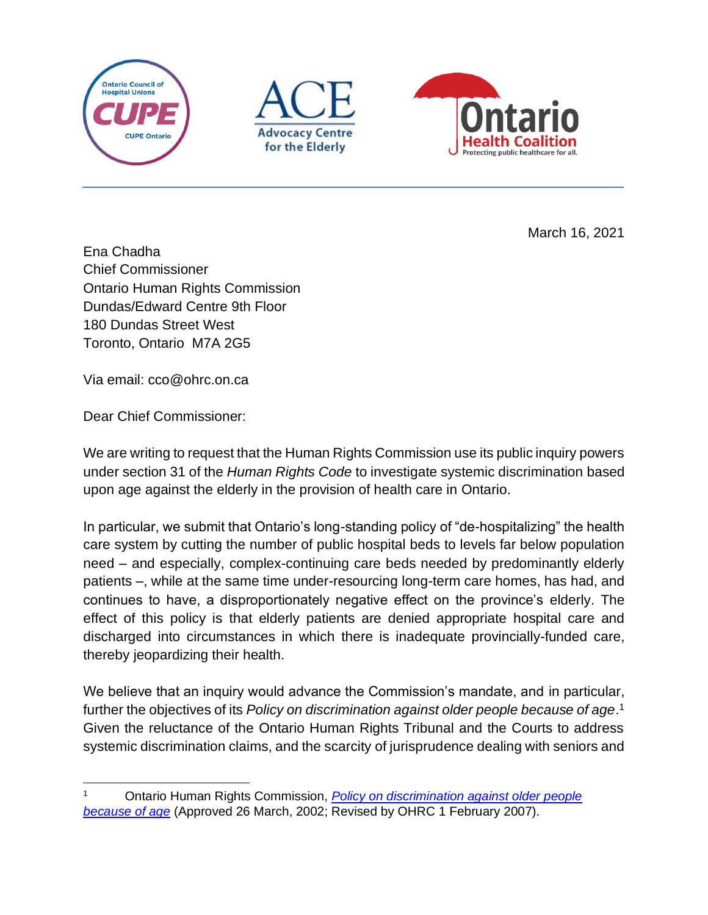March 16, 2021

Ena Chadha
Chief Commissioner
Ontario Human Rights Commission
Dundas/Edward Centre 9th Floor
180 Dundas Street West
Toronto, Ontario M7A 2G5

Via email: cco@ohrc.on.ca

Dear Chief Commissioner:

We are writing to request that the Human Rights Commission use its public inquiry powers under section 31 of the *Human Rights Code* to investigate systemic discrimination based upon age against the elderly in the provision of health care in Ontario.

In particular, we submit that Ontario's long-standing policy of "de-hospitalizing" the health care system by cutting the number of public hospital beds to levels far below population need – and especially, complex-continuing care beds needed by predominantly elderly patients –, while at the same time under-resourcing long-term care homes, has had, and continues to have, a disproportionately negative effect on the province's elderly. The effect of this policy is that elderly patients are denied appropriate hospital care and discharged into circumstances in which there is inadequate provincially-funded care, thereby jeopardizing their health.

We believe that an inquiry would advance the Commission's mandate, and in particular, further the objectives of its *Policy on discrimination against older people because of age*.[1] Given the reluctance of the Ontario Human Rights Tribunal and the Courts to address systemic discrimination claims, and the scarcity of jurisprudence dealing with seniors and

---

[1] Ontario Human Rights Commission, *Policy on discrimination against older people because of age* (Approved 26 March, 2002; Revised by OHRC 1 February 2007).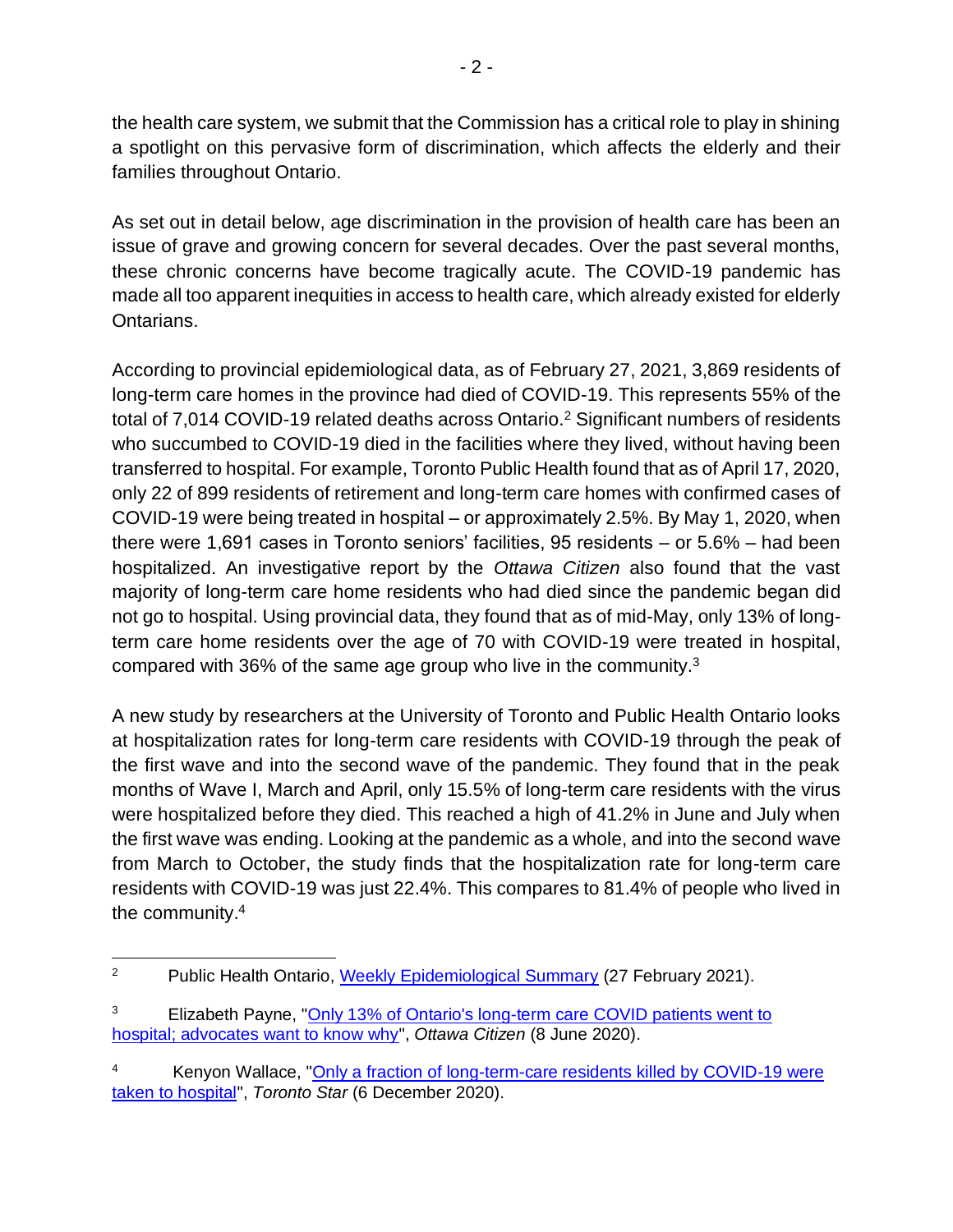the health care system, we submit that the Commission has a critical role to play in shining a spotlight on this pervasive form of discrimination, which affects the elderly and their families throughout Ontario.

As set out in detail below, age discrimination in the provision of health care has been an issue of grave and growing concern for several decades. Over the past several months, these chronic concerns have become tragically acute. The COVID-19 pandemic has made all too apparent inequities in access to health care, which already existed for elderly Ontarians.

According to provincial epidemiological data, as of February 27, 2021, 3,869 residents of long-term care homes in the province had died of COVID-19. This represents 55% of the total of 7,014 COVID-19 related deaths across Ontario.[2] Significant numbers of residents who succumbed to COVID-19 died in the facilities where they lived, without having been transferred to hospital. For example, Toronto Public Health found that as of April 17, 2020, only 22 of 899 residents of retirement and long-term care homes with confirmed cases of COVID-19 were being treated in hospital – or approximately 2.5%. By May 1, 2020, when there were 1,691 cases in Toronto seniors' facilities, 95 residents – or 5.6% – had been hospitalized. An investigative report by the *Ottawa Citizen* also found that the vast majority of long-term care home residents who had died since the pandemic began did not go to hospital. Using provincial data, they found that as of mid-May, only 13% of long-term care home residents over the age of 70 with COVID-19 were treated in hospital, compared with 36% of the same age group who live in the community.[3]

A new study by researchers at the University of Toronto and Public Health Ontario looks at hospitalization rates for long-term care residents with COVID-19 through the peak of the first wave and into the second wave of the pandemic. They found that in the peak months of Wave I, March and April, only 15.5% of long-term care residents with the virus were hospitalized before they died. This reached a high of 41.2% in June and July when the first wave was ending. Looking at the pandemic as a whole, and into the second wave from March to October, the study finds that the hospitalization rate for long-term care residents with COVID-19 was just 22.4%. This compares to 81.4% of people who lived in the community.[4]

---

[2] Public Health Ontario, Weekly Epidemiological Summary (27 February 2021).

[3] Elizabeth Payne, "Only 13% of Ontario's long-term care COVID patients went to hospital; advocates want to know why", *Ottawa Citizen* (8 June 2020).

[4] Kenyon Wallace, "Only a fraction of long-term-care residents killed by COVID-19 were taken to hospital", *Toronto Star* (6 December 2020).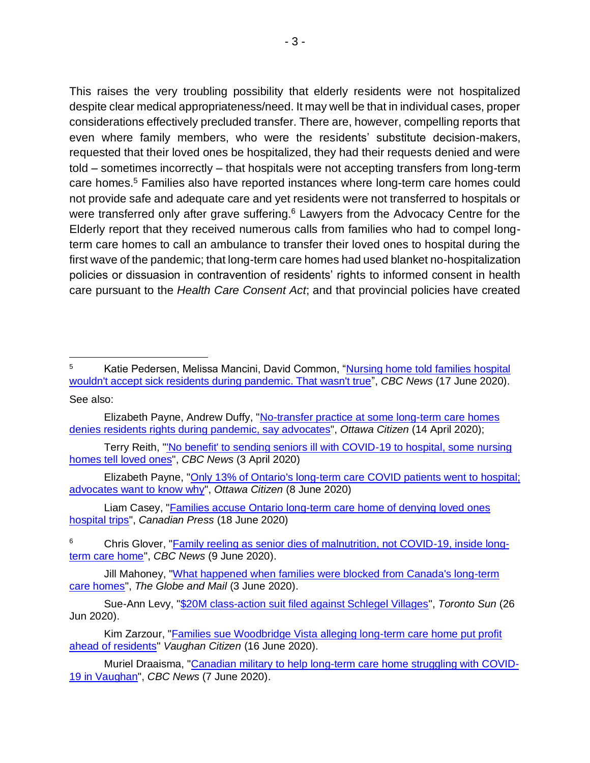This raises the very troubling possibility that elderly residents were not hospitalized despite clear medical appropriateness/need. It may well be that in individual cases, proper considerations effectively precluded transfer. There are, however, compelling reports that even where family members, who were the residents' substitute decision-makers, requested that their loved ones be hospitalized, they had their requests denied and were told – sometimes incorrectly – that hospitals were not accepting transfers from long-term care homes.[5] Families also have reported instances where long-term care homes could not provide safe and adequate care and yet residents were not transferred to hospitals or were transferred only after grave suffering.[6] Lawyers from the Advocacy Centre for the Elderly report that they received numerous calls from families who had to compel long-term care homes to call an ambulance to transfer their loved ones to hospital during the first wave of the pandemic; that long-term care homes had used blanket no-hospitalization policies or dissuasion in contravention of residents' rights to informed consent in health care pursuant to the *Health Care Consent Act*; and that provincial policies have created

---

[5] Katie Pedersen, Melissa Mancini, David Common, "Nursing home told families hospital wouldn't accept sick residents during pandemic. That wasn't true", *CBC News* (17 June 2020).

See also:

Elizabeth Payne, Andrew Duffy, "No-transfer practice at some long-term care homes denies residents rights during pandemic, say advocates", *Ottawa Citizen* (14 April 2020);

Terry Reith, "'No benefit' to sending seniors ill with COVID-19 to hospital, some nursing homes tell loved ones", *CBC News* (3 April 2020)

Elizabeth Payne, "Only 13% of Ontario's long-term care COVID patients went to hospital; advocates want to know why", *Ottawa Citizen* (8 June 2020)

Liam Casey, "Families accuse Ontario long-term care home of denying loved ones hospital trips", *Canadian Press* (18 June 2020)

[6] Chris Glover, "Family reeling as senior dies of malnutrition, not COVID-19, inside long-term care home", *CBC News* (9 June 2020).

Jill Mahoney, "What happened when families were blocked from Canada's long-term care homes", *The Globe and Mail* (3 June 2020).

Sue-Ann Levy, "$20M class-action suit filed against Schlegel Villages", *Toronto Sun* (26 Jun 2020).

Kim Zarzour, "Families sue Woodbridge Vista alleging long-term care home put profit ahead of residents" *Vaughan Citizen* (16 June 2020).

Muriel Draaisma, "Canadian military to help long-term care home struggling with COVID-19 in Vaughan", *CBC News* (7 June 2020).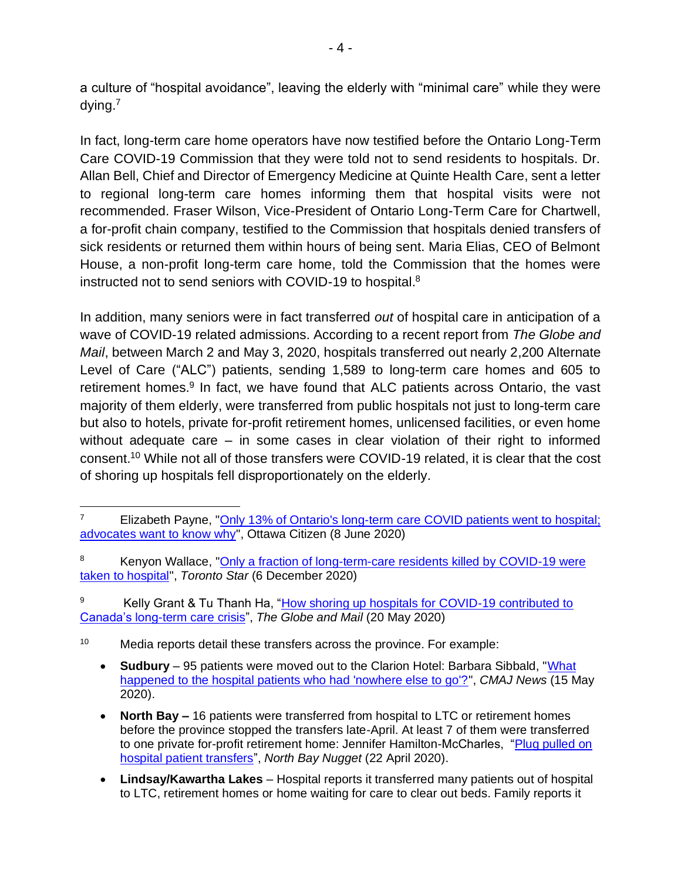a culture of "hospital avoidance", leaving the elderly with "minimal care" while they were dying.[7]

In fact, long-term care home operators have now testified before the Ontario Long-Term Care COVID-19 Commission that they were told not to send residents to hospitals. Dr. Allan Bell, Chief and Director of Emergency Medicine at Quinte Health Care, sent a letter to regional long-term care homes informing them that hospital visits were not recommended. Fraser Wilson, Vice-President of Ontario Long-Term Care for Chartwell, a for-profit chain company, testified to the Commission that hospitals denied transfers of sick residents or returned them within hours of being sent. Maria Elias, CEO of Belmont House, a non-profit long-term care home, told the Commission that the homes were instructed not to send seniors with COVID-19 to hospital.[8]

In addition, many seniors were in fact transferred *out* of hospital care in anticipation of a wave of COVID-19 related admissions. According to a recent report from *The Globe and Mail*, between March 2 and May 3, 2020, hospitals transferred out nearly 2,200 Alternate Level of Care ("ALC") patients, sending 1,589 to long-term care homes and 605 to retirement homes.[9] In fact, we have found that ALC patients across Ontario, the vast majority of them elderly, were transferred from public hospitals not just to long-term care but also to hotels, private for-profit retirement homes, unlicensed facilities, or even home without adequate care – in some cases in clear violation of their right to informed consent.[10] While not all of those transfers were COVID-19 related, it is clear that the cost of shoring up hospitals fell disproportionately on the elderly.

---

[7] Elizabeth Payne, "Only 13% of Ontario's long-term care COVID patients went to hospital; advocates want to know why", Ottawa Citizen (8 June 2020)

[8] Kenyon Wallace, "Only a fraction of long-term-care residents killed by COVID-19 were taken to hospital", *Toronto Star* (6 December 2020)

[9] Kelly Grant & Tu Thanh Ha, "How shoring up hospitals for COVID-19 contributed to Canada's long-term care crisis", *The Globe and Mail* (20 May 2020)

[10] Media reports detail these transfers across the province. For example:

- **Sudbury** – 95 patients were moved out to the Clarion Hotel: Barbara Sibbald, "What happened to the hospital patients who had 'nowhere else to go'?", *CMAJ News* (15 May 2020).
- **North Bay –** 16 patients were transferred from hospital to LTC or retirement homes before the province stopped the transfers late-April. At least 7 of them were transferred to one private for-profit retirement home: Jennifer Hamilton-McCharles, "Plug pulled on hospital patient transfers", *North Bay Nugget* (22 April 2020).
- **Lindsay/Kawartha Lakes** – Hospital reports it transferred many patients out of hospital to LTC, retirement homes or home waiting for care to clear out beds. Family reports it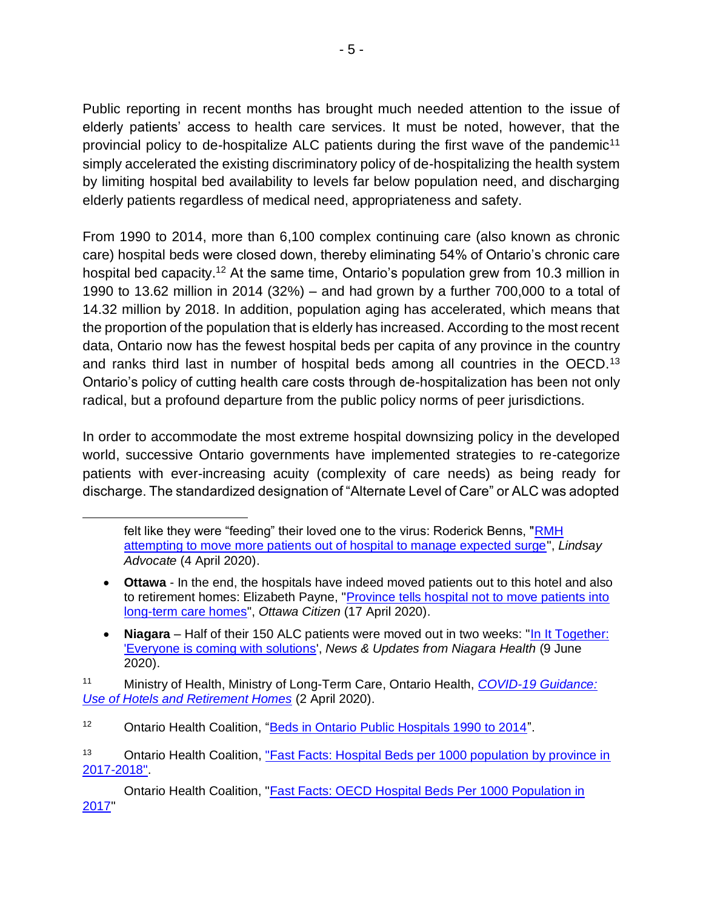Public reporting in recent months has brought much needed attention to the issue of elderly patients' access to health care services. It must be noted, however, that the provincial policy to de-hospitalize ALC patients during the first wave of the pandemic[11] simply accelerated the existing discriminatory policy of de-hospitalizing the health system by limiting hospital bed availability to levels far below population need, and discharging elderly patients regardless of medical need, appropriateness and safety.

From 1990 to 2014, more than 6,100 complex continuing care (also known as chronic care) hospital beds were closed down, thereby eliminating 54% of Ontario's chronic care hospital bed capacity.[12] At the same time, Ontario's population grew from 10.3 million in 1990 to 13.62 million in 2014 (32%) – and had grown by a further 700,000 to a total of 14.32 million by 2018. In addition, population aging has accelerated, which means that the proportion of the population that is elderly has increased. According to the most recent data, Ontario now has the fewest hospital beds per capita of any province in the country and ranks third last in number of hospital beds among all countries in the OECD.[13] Ontario's policy of cutting health care costs through de-hospitalization has been not only radical, but a profound departure from the public policy norms of peer jurisdictions.

In order to accommodate the most extreme hospital downsizing policy in the developed world, successive Ontario governments have implemented strategies to re-categorize patients with ever-increasing acuity (complexity of care needs) as being ready for discharge. The standardized designation of "Alternate Level of Care" or ALC was adopted

---

felt like they were "feeding" their loved one to the virus: Roderick Benns, "RMH attempting to move more patients out of hospital to manage expected surge", *Lindsay Advocate* (4 April 2020).

- **Ottawa** - In the end, the hospitals have indeed moved patients out to this hotel and also to retirement homes: Elizabeth Payne, "Province tells hospital not to move patients into long-term care homes", *Ottawa Citizen* (17 April 2020).
- **Niagara** – Half of their 150 ALC patients were moved out in two weeks: "In It Together: 'Everyone is coming with solutions'", *News & Updates from Niagara Health* (9 June 2020).

[11] Ministry of Health, Ministry of Long-Term Care, Ontario Health, *COVID-19 Guidance: Use of Hotels and Retirement Homes* (2 April 2020).

[12] Ontario Health Coalition, "Beds in Ontario Public Hospitals 1990 to 2014".

[13] Ontario Health Coalition, "Fast Facts: Hospital Beds per 1000 population by province in 2017-2018".

Ontario Health Coalition, "Fast Facts: OECD Hospital Beds Per 1000 Population in 2017"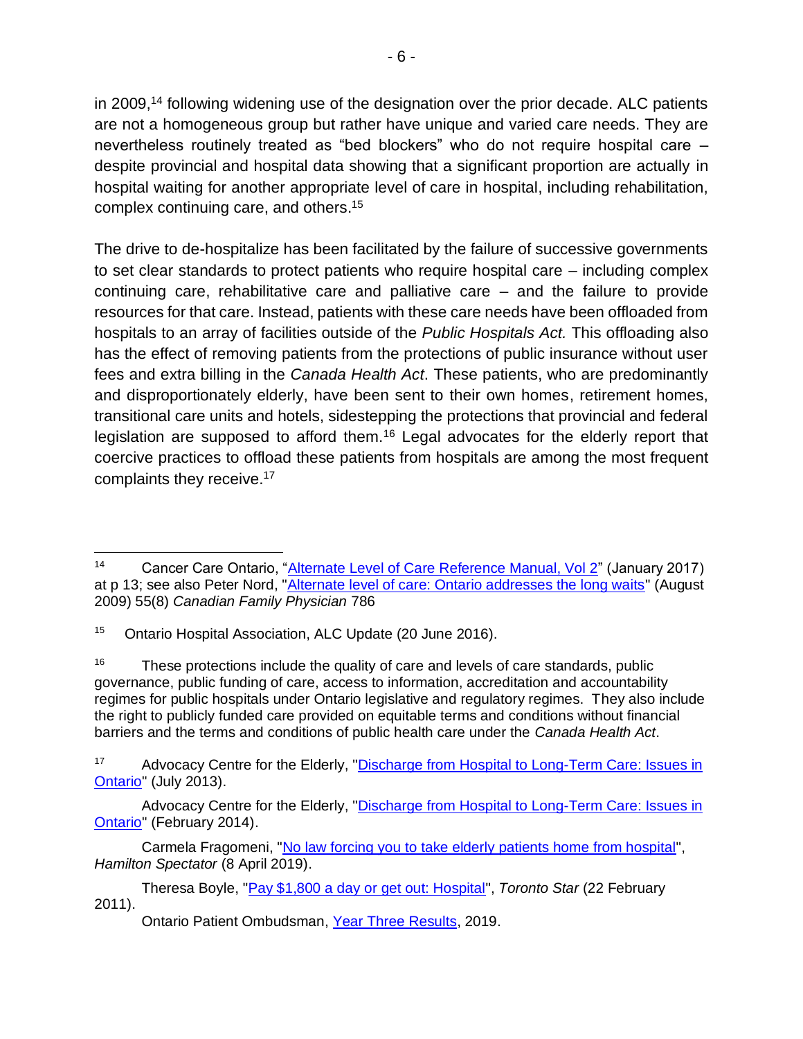in 2009,[14] following widening use of the designation over the prior decade. ALC patients are not a homogeneous group but rather have unique and varied care needs. They are nevertheless routinely treated as "bed blockers" who do not require hospital care – despite provincial and hospital data showing that a significant proportion are actually in hospital waiting for another appropriate level of care in hospital, including rehabilitation, complex continuing care, and others.[15]

The drive to de-hospitalize has been facilitated by the failure of successive governments to set clear standards to protect patients who require hospital care – including complex continuing care, rehabilitative care and palliative care – and the failure to provide resources for that care. Instead, patients with these care needs have been offloaded from hospitals to an array of facilities outside of the *Public Hospitals Act.* This offloading also has the effect of removing patients from the protections of public insurance without user fees and extra billing in the *Canada Health Act*. These patients, who are predominantly and disproportionately elderly, have been sent to their own homes, retirement homes, transitional care units and hotels, sidestepping the protections that provincial and federal legislation are supposed to afford them.[16] Legal advocates for the elderly report that coercive practices to offload these patients from hospitals are among the most frequent complaints they receive.[17]

---

[14] Cancer Care Ontario, "Alternate Level of Care Reference Manual, Vol 2" (January 2017) at p 13; see also Peter Nord, "Alternate level of care: Ontario addresses the long waits" (August 2009) 55(8) *Canadian Family Physician* 786

[15] Ontario Hospital Association, ALC Update (20 June 2016).

[16] These protections include the quality of care and levels of care standards, public governance, public funding of care, access to information, accreditation and accountability regimes for public hospitals under Ontario legislative and regulatory regimes. They also include the right to publicly funded care provided on equitable terms and conditions without financial barriers and the terms and conditions of public health care under the *Canada Health Act*.

[17] Advocacy Centre for the Elderly, "Discharge from Hospital to Long-Term Care: Issues in Ontario" (July 2013).

Advocacy Centre for the Elderly, "Discharge from Hospital to Long-Term Care: Issues in Ontario" (February 2014).

Carmela Fragomeni, "No law forcing you to take elderly patients home from hospital", *Hamilton Spectator* (8 April 2019).

Theresa Boyle, "Pay $1,800 a day or get out: Hospital", *Toronto Star* (22 February 2011).

Ontario Patient Ombudsman, Year Three Results, 2019.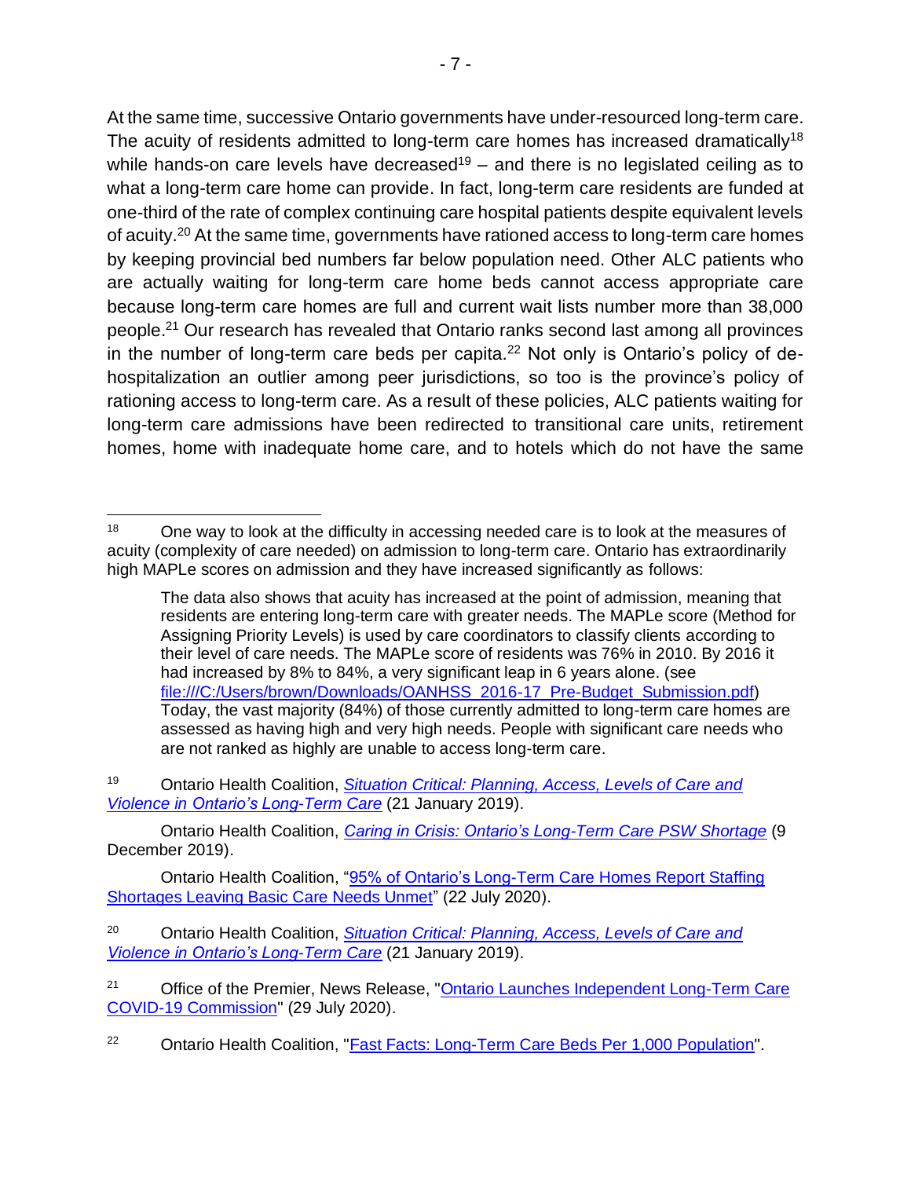At the same time, successive Ontario governments have under-resourced long-term care. The acuity of residents admitted to long-term care homes has increased dramatically[18] while hands-on care levels have decreased[19] – and there is no legislated ceiling as to what a long-term care home can provide. In fact, long-term care residents are funded at one-third of the rate of complex continuing care hospital patients despite equivalent levels of acuity.[20] At the same time, governments have rationed access to long-term care homes by keeping provincial bed numbers far below population need. Other ALC patients who are actually waiting for long-term care home beds cannot access appropriate care because long-term care homes are full and current wait lists number more than 38,000 people.[21] Our research has revealed that Ontario ranks second last among all provinces in the number of long-term care beds per capita.[22] Not only is Ontario's policy of de-hospitalization an outlier among peer jurisdictions, so too is the province's policy of rationing access to long-term care. As a result of these policies, ALC patients waiting for long-term care admissions have been redirected to transitional care units, retirement homes, home with inadequate home care, and to hotels which do not have the same

---

[18] One way to look at the difficulty in accessing needed care is to look at the measures of acuity (complexity of care needed) on admission to long-term care. Ontario has extraordinarily high MAPLe scores on admission and they have increased significantly as follows:

> The data also shows that acuity has increased at the point of admission, meaning that residents are entering long-term care with greater needs. The MAPLe score (Method for Assigning Priority Levels) is used by care coordinators to classify clients according to their level of care needs. The MAPLe score of residents was 76% in 2010. By 2016 it had increased by 8% to 84%, a very significant leap in 6 years alone. (see file:///C:/Users/brown/Downloads/OANHSS_2016-17_Pre-Budget_Submission.pdf) Today, the vast majority (84%) of those currently admitted to long-term care homes are assessed as having high and very high needs. People with significant care needs who are not ranked as highly are unable to access long-term care.

[19] Ontario Health Coalition, *Situation Critical: Planning, Access, Levels of Care and Violence in Ontario's Long-Term Care* (21 January 2019).

Ontario Health Coalition, *Caring in Crisis: Ontario's Long-Term Care PSW Shortage* (9 December 2019).

Ontario Health Coalition, "95% of Ontario's Long-Term Care Homes Report Staffing Shortages Leaving Basic Care Needs Unmet" (22 July 2020).

[20] Ontario Health Coalition, *Situation Critical: Planning, Access, Levels of Care and Violence in Ontario's Long-Term Care* (21 January 2019).

[21] Office of the Premier, News Release, "Ontario Launches Independent Long-Term Care COVID-19 Commission" (29 July 2020).

[22] Ontario Health Coalition, "Fast Facts: Long-Term Care Beds Per 1,000 Population".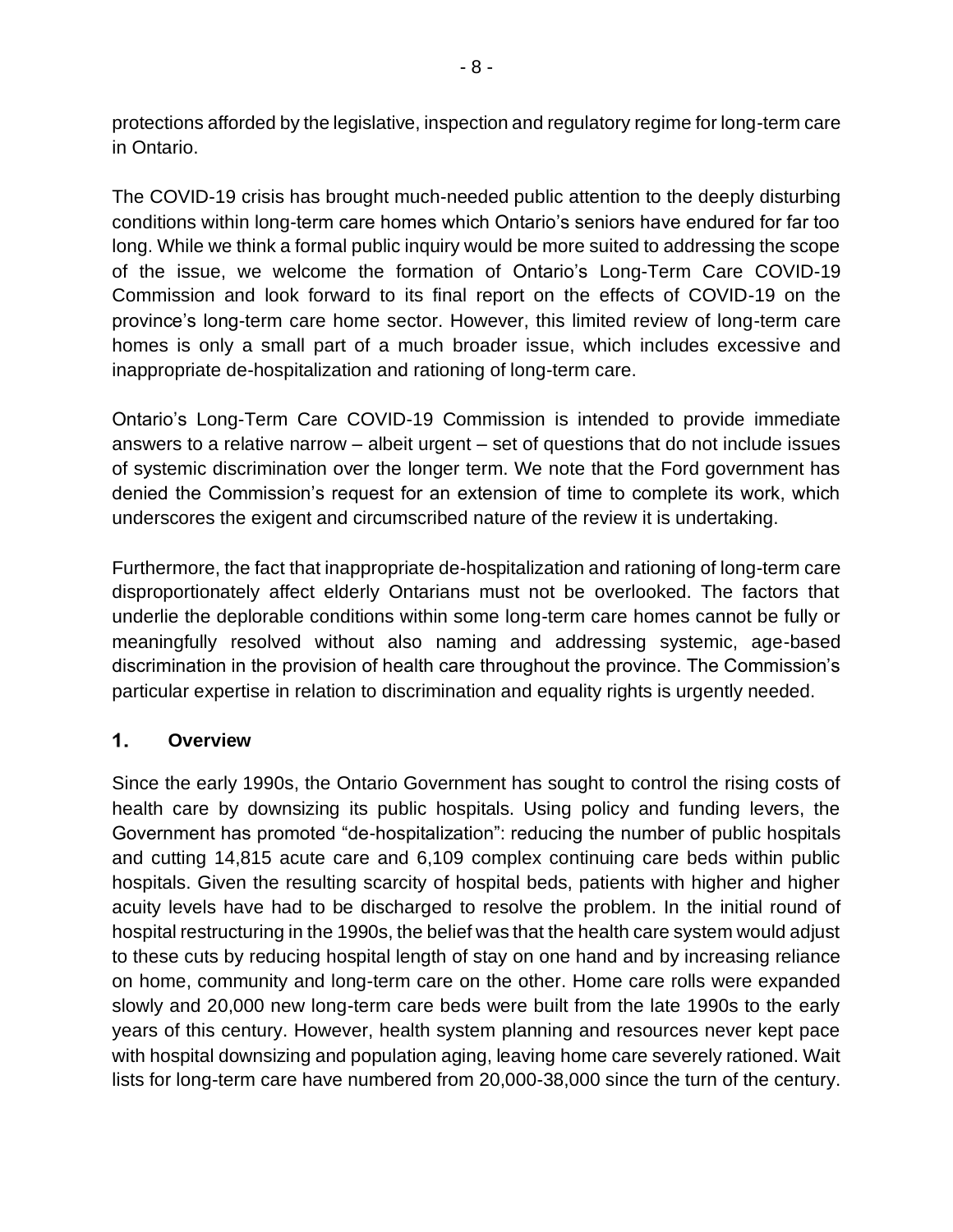protections afforded by the legislative, inspection and regulatory regime for long-term care in Ontario.

The COVID-19 crisis has brought much-needed public attention to the deeply disturbing conditions within long-term care homes which Ontario's seniors have endured for far too long. While we think a formal public inquiry would be more suited to addressing the scope of the issue, we welcome the formation of Ontario's Long-Term Care COVID-19 Commission and look forward to its final report on the effects of COVID-19 on the province's long-term care home sector. However, this limited review of long-term care homes is only a small part of a much broader issue, which includes excessive and inappropriate de-hospitalization and rationing of long-term care.

Ontario's Long-Term Care COVID-19 Commission is intended to provide immediate answers to a relative narrow – albeit urgent – set of questions that do not include issues of systemic discrimination over the longer term. We note that the Ford government has denied the Commission's request for an extension of time to complete its work, which underscores the exigent and circumscribed nature of the review it is undertaking.

Furthermore, the fact that inappropriate de-hospitalization and rationing of long-term care disproportionately affect elderly Ontarians must not be overlooked. The factors that underlie the deplorable conditions within some long-term care homes cannot be fully or meaningfully resolved without also naming and addressing systemic, age-based discrimination in the provision of health care throughout the province. The Commission's particular expertise in relation to discrimination and equality rights is urgently needed.

## 1. Overview

Since the early 1990s, the Ontario Government has sought to control the rising costs of health care by downsizing its public hospitals. Using policy and funding levers, the Government has promoted "de-hospitalization": reducing the number of public hospitals and cutting 14,815 acute care and 6,109 complex continuing care beds within public hospitals. Given the resulting scarcity of hospital beds, patients with higher and higher acuity levels have had to be discharged to resolve the problem. In the initial round of hospital restructuring in the 1990s, the belief was that the health care system would adjust to these cuts by reducing hospital length of stay on one hand and by increasing reliance on home, community and long-term care on the other. Home care rolls were expanded slowly and 20,000 new long-term care beds were built from the late 1990s to the early years of this century. However, health system planning and resources never kept pace with hospital downsizing and population aging, leaving home care severely rationed. Wait lists for long-term care have numbered from 20,000-38,000 since the turn of the century.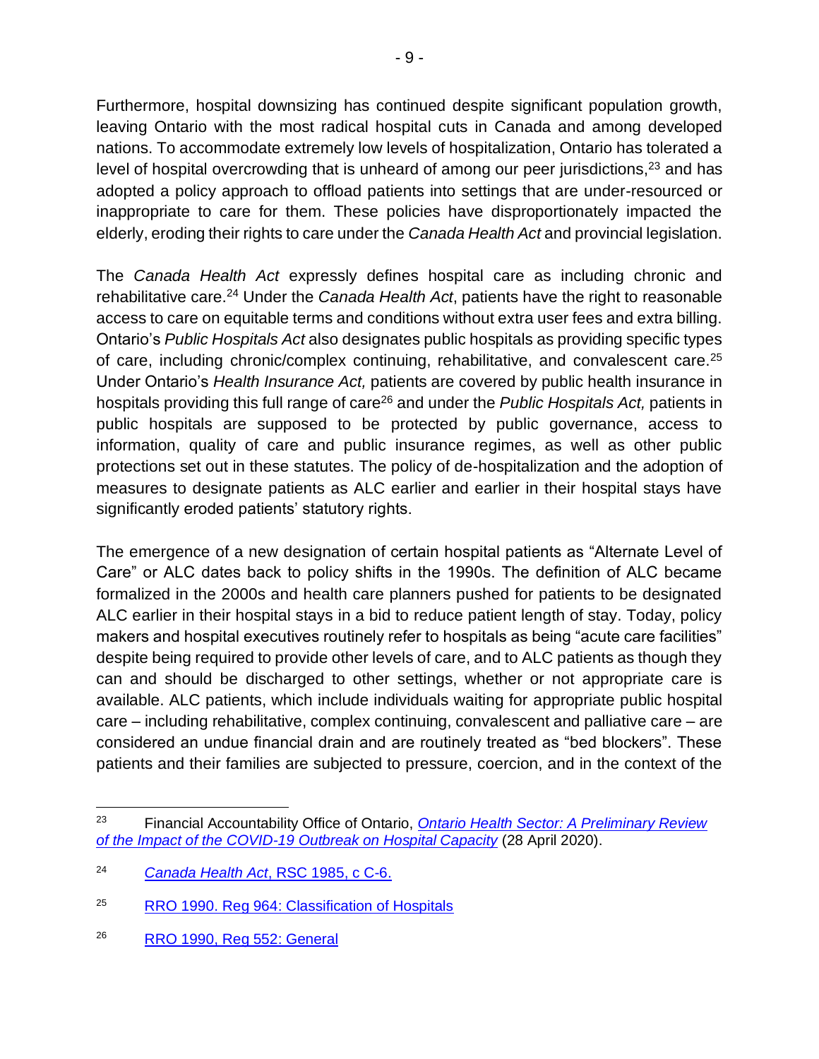Furthermore, hospital downsizing has continued despite significant population growth, leaving Ontario with the most radical hospital cuts in Canada and among developed nations. To accommodate extremely low levels of hospitalization, Ontario has tolerated a level of hospital overcrowding that is unheard of among our peer jurisdictions,[23] and has adopted a policy approach to offload patients into settings that are under-resourced or inappropriate to care for them. These policies have disproportionately impacted the elderly, eroding their rights to care under the *Canada Health Act* and provincial legislation.

The *Canada Health Act* expressly defines hospital care as including chronic and rehabilitative care.[24] Under the *Canada Health Act*, patients have the right to reasonable access to care on equitable terms and conditions without extra user fees and extra billing. Ontario's *Public Hospitals Act* also designates public hospitals as providing specific types of care, including chronic/complex continuing, rehabilitative, and convalescent care.[25] Under Ontario's *Health Insurance Act,* patients are covered by public health insurance in hospitals providing this full range of care[26] and under the *Public Hospitals Act,* patients in public hospitals are supposed to be protected by public governance, access to information, quality of care and public insurance regimes, as well as other public protections set out in these statutes. The policy of de-hospitalization and the adoption of measures to designate patients as ALC earlier and earlier in their hospital stays have significantly eroded patients' statutory rights.

The emergence of a new designation of certain hospital patients as "Alternate Level of Care" or ALC dates back to policy shifts in the 1990s. The definition of ALC became formalized in the 2000s and health care planners pushed for patients to be designated ALC earlier in their hospital stays in a bid to reduce patient length of stay. Today, policy makers and hospital executives routinely refer to hospitals as being "acute care facilities" despite being required to provide other levels of care, and to ALC patients as though they can and should be discharged to other settings, whether or not appropriate care is available. ALC patients, which include individuals waiting for appropriate public hospital care – including rehabilitative, complex continuing, convalescent and palliative care – are considered an undue financial drain and are routinely treated as "bed blockers". These patients and their families are subjected to pressure, coercion, and in the context of the

---

[23] Financial Accountability Office of Ontario, *Ontario Health Sector: A Preliminary Review of the Impact of the COVID-19 Outbreak on Hospital Capacity* (28 April 2020).

[24] *Canada Health Act*, RSC 1985, c C-6.

[25] RRO 1990. Reg 964: Classification of Hospitals

[26] RRO 1990, Reg 552: General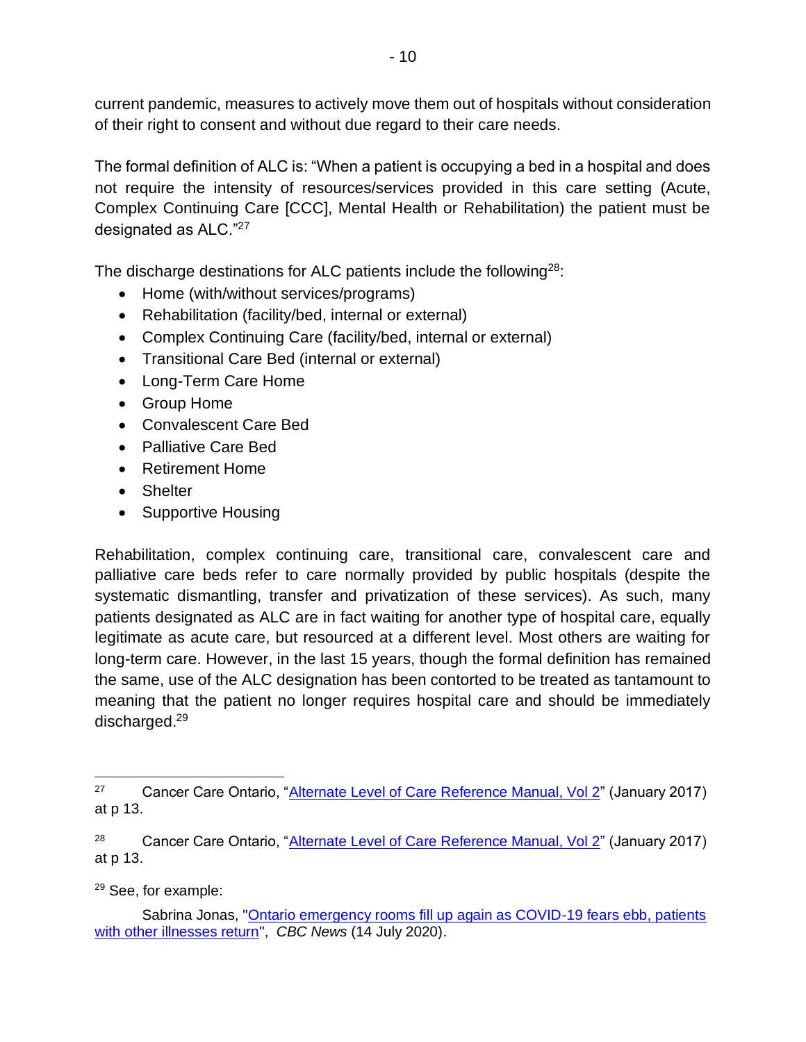current pandemic, measures to actively move them out of hospitals without consideration of their right to consent and without due regard to their care needs.

The formal definition of ALC is: "When a patient is occupying a bed in a hospital and does not require the intensity of resources/services provided in this care setting (Acute, Complex Continuing Care [CCC], Mental Health or Rehabilitation) the patient must be designated as ALC."[27]

The discharge destinations for ALC patients include the following[28]:

- Home (with/without services/programs)
- Rehabilitation (facility/bed, internal or external)
- Complex Continuing Care (facility/bed, internal or external)
- Transitional Care Bed (internal or external)
- Long-Term Care Home
- Group Home
- Convalescent Care Bed
- Palliative Care Bed
- Retirement Home
- Shelter
- Supportive Housing

Rehabilitation, complex continuing care, transitional care, convalescent care and palliative care beds refer to care normally provided by public hospitals (despite the systematic dismantling, transfer and privatization of these services). As such, many patients designated as ALC are in fact waiting for another type of hospital care, equally legitimate as acute care, but resourced at a different level. Most others are waiting for long-term care. However, in the last 15 years, though the formal definition has remained the same, use of the ALC designation has been contorted to be treated as tantamount to meaning that the patient no longer requires hospital care and should be immediately discharged.[29]

---

[27] Cancer Care Ontario, "Alternate Level of Care Reference Manual, Vol 2" (January 2017) at p 13.

[28] Cancer Care Ontario, "Alternate Level of Care Reference Manual, Vol 2" (January 2017) at p 13.

[29] See, for example:

Sabrina Jonas, "Ontario emergency rooms fill up again as COVID-19 fears ebb, patients with other illnesses return", *CBC News* (14 July 2020).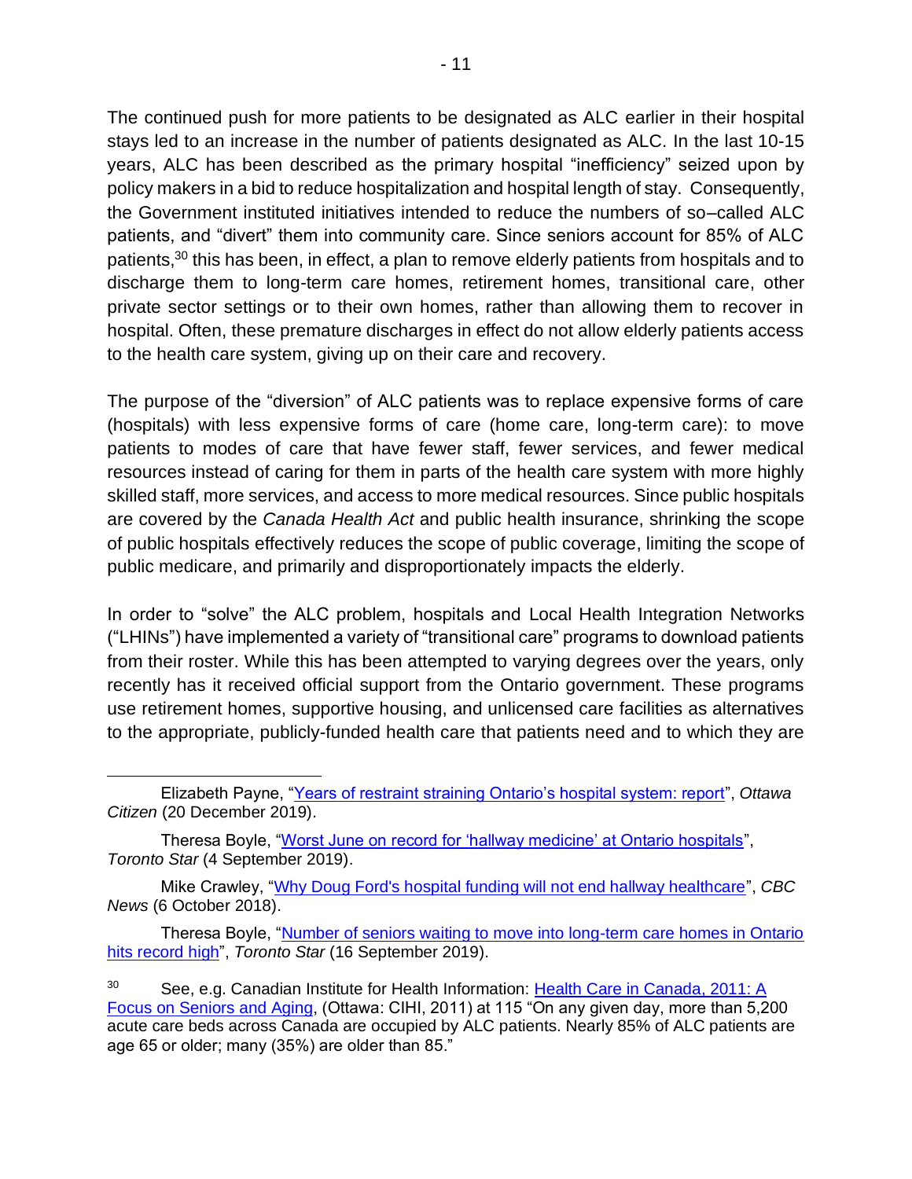The continued push for more patients to be designated as ALC earlier in their hospital stays led to an increase in the number of patients designated as ALC. In the last 10-15 years, ALC has been described as the primary hospital "inefficiency" seized upon by policy makers in a bid to reduce hospitalization and hospital length of stay. Consequently, the Government instituted initiatives intended to reduce the numbers of so–called ALC patients, and "divert" them into community care. Since seniors account for 85% of ALC patients,[30] this has been, in effect, a plan to remove elderly patients from hospitals and to discharge them to long-term care homes, retirement homes, transitional care, other private sector settings or to their own homes, rather than allowing them to recover in hospital. Often, these premature discharges in effect do not allow elderly patients access to the health care system, giving up on their care and recovery.

The purpose of the "diversion" of ALC patients was to replace expensive forms of care (hospitals) with less expensive forms of care (home care, long-term care): to move patients to modes of care that have fewer staff, fewer services, and fewer medical resources instead of caring for them in parts of the health care system with more highly skilled staff, more services, and access to more medical resources. Since public hospitals are covered by the *Canada Health Act* and public health insurance, shrinking the scope of public hospitals effectively reduces the scope of public coverage, limiting the scope of public medicare, and primarily and disproportionately impacts the elderly.

In order to "solve" the ALC problem, hospitals and Local Health Integration Networks ("LHINs") have implemented a variety of "transitional care" programs to download patients from their roster. While this has been attempted to varying degrees over the years, only recently has it received official support from the Ontario government. These programs use retirement homes, supportive housing, and unlicensed care facilities as alternatives to the appropriate, publicly-funded health care that patients need and to which they are

---

Elizabeth Payne, "Years of restraint straining Ontario's hospital system: report", *Ottawa Citizen* (20 December 2019).

Theresa Boyle, "Worst June on record for 'hallway medicine' at Ontario hospitals", *Toronto Star* (4 September 2019).

Mike Crawley, "Why Doug Ford's hospital funding will not end hallway healthcare", *CBC News* (6 October 2018).

Theresa Boyle, "Number of seniors waiting to move into long-term care homes in Ontario hits record high", *Toronto Star* (16 September 2019).

[30] See, e.g. Canadian Institute for Health Information: Health Care in Canada, 2011: A Focus on Seniors and Aging, (Ottawa: CIHI, 2011) at 115 "On any given day, more than 5,200 acute care beds across Canada are occupied by ALC patients. Nearly 85% of ALC patients are age 65 or older; many (35%) are older than 85."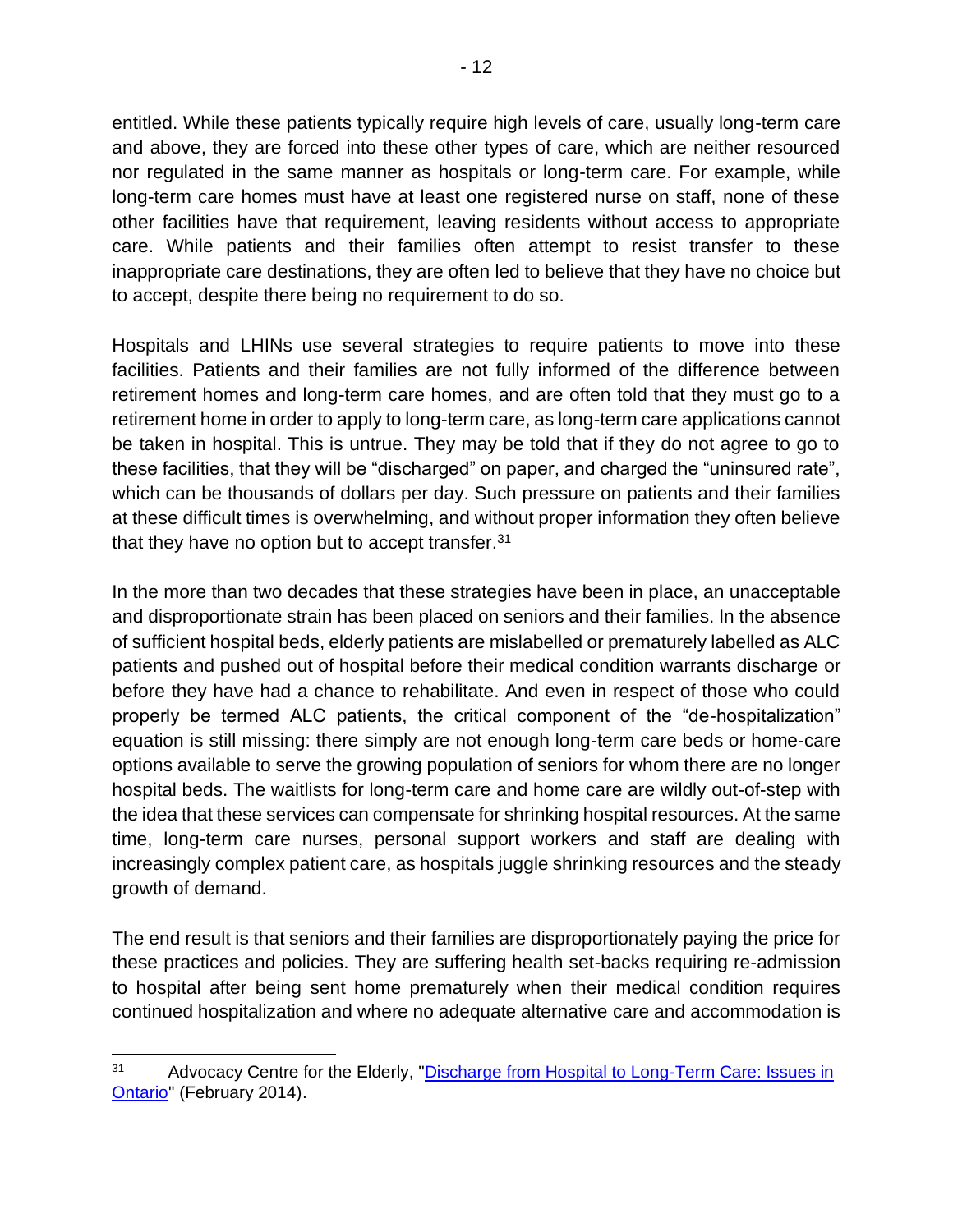entitled. While these patients typically require high levels of care, usually long-term care and above, they are forced into these other types of care, which are neither resourced nor regulated in the same manner as hospitals or long-term care. For example, while long-term care homes must have at least one registered nurse on staff, none of these other facilities have that requirement, leaving residents without access to appropriate care. While patients and their families often attempt to resist transfer to these inappropriate care destinations, they are often led to believe that they have no choice but to accept, despite there being no requirement to do so.

Hospitals and LHINs use several strategies to require patients to move into these facilities. Patients and their families are not fully informed of the difference between retirement homes and long-term care homes, and are often told that they must go to a retirement home in order to apply to long-term care, as long-term care applications cannot be taken in hospital. This is untrue. They may be told that if they do not agree to go to these facilities, that they will be "discharged" on paper, and charged the "uninsured rate", which can be thousands of dollars per day. Such pressure on patients and their families at these difficult times is overwhelming, and without proper information they often believe that they have no option but to accept transfer.[31]

In the more than two decades that these strategies have been in place, an unacceptable and disproportionate strain has been placed on seniors and their families. In the absence of sufficient hospital beds, elderly patients are mislabelled or prematurely labelled as ALC patients and pushed out of hospital before their medical condition warrants discharge or before they have had a chance to rehabilitate. And even in respect of those who could properly be termed ALC patients, the critical component of the "de-hospitalization" equation is still missing: there simply are not enough long-term care beds or home-care options available to serve the growing population of seniors for whom there are no longer hospital beds. The waitlists for long-term care and home care are wildly out-of-step with the idea that these services can compensate for shrinking hospital resources. At the same time, long-term care nurses, personal support workers and staff are dealing with increasingly complex patient care, as hospitals juggle shrinking resources and the steady growth of demand.

The end result is that seniors and their families are disproportionately paying the price for these practices and policies. They are suffering health set-backs requiring re-admission to hospital after being sent home prematurely when their medical condition requires continued hospitalization and where no adequate alternative care and accommodation is

---

[31] Advocacy Centre for the Elderly, "Discharge from Hospital to Long-Term Care: Issues in Ontario" (February 2014).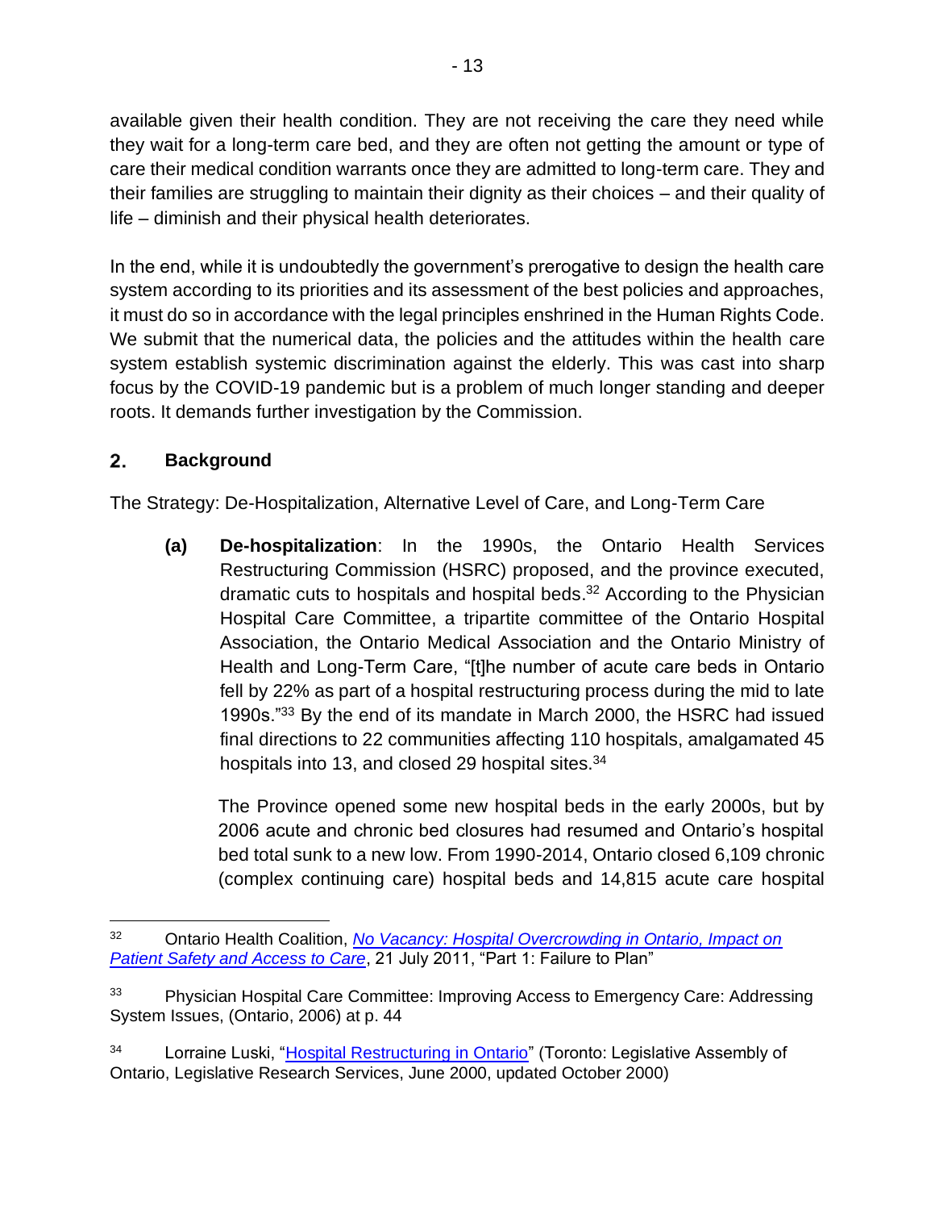available given their health condition. They are not receiving the care they need while they wait for a long-term care bed, and they are often not getting the amount or type of care their medical condition warrants once they are admitted to long-term care. They and their families are struggling to maintain their dignity as their choices – and their quality of life – diminish and their physical health deteriorates.

In the end, while it is undoubtedly the government's prerogative to design the health care system according to its priorities and its assessment of the best policies and approaches, it must do so in accordance with the legal principles enshrined in the Human Rights Code. We submit that the numerical data, the policies and the attitudes within the health care system establish systemic discrimination against the elderly. This was cast into sharp focus by the COVID-19 pandemic but is a problem of much longer standing and deeper roots. It demands further investigation by the Commission.

## 2. Background

The Strategy: De-Hospitalization, Alternative Level of Care, and Long-Term Care

**(a)** **De-hospitalization**: In the 1990s, the Ontario Health Services Restructuring Commission (HSRC) proposed, and the province executed, dramatic cuts to hospitals and hospital beds.[32] According to the Physician Hospital Care Committee, a tripartite committee of the Ontario Hospital Association, the Ontario Medical Association and the Ontario Ministry of Health and Long-Term Care, "[t]he number of acute care beds in Ontario fell by 22% as part of a hospital restructuring process during the mid to late 1990s."[33] By the end of its mandate in March 2000, the HSRC had issued final directions to 22 communities affecting 110 hospitals, amalgamated 45 hospitals into 13, and closed 29 hospital sites.[34]

The Province opened some new hospital beds in the early 2000s, but by 2006 acute and chronic bed closures had resumed and Ontario's hospital bed total sunk to a new low. From 1990-2014, Ontario closed 6,109 chronic (complex continuing care) hospital beds and 14,815 acute care hospital

---

[32] Ontario Health Coalition, *No Vacancy: Hospital Overcrowding in Ontario, Impact on Patient Safety and Access to Care*, 21 July 2011, "Part 1: Failure to Plan"

[33] Physician Hospital Care Committee: Improving Access to Emergency Care: Addressing System Issues, (Ontario, 2006) at p. 44

[34] Lorraine Luski, "Hospital Restructuring in Ontario" (Toronto: Legislative Assembly of Ontario, Legislative Research Services, June 2000, updated October 2000)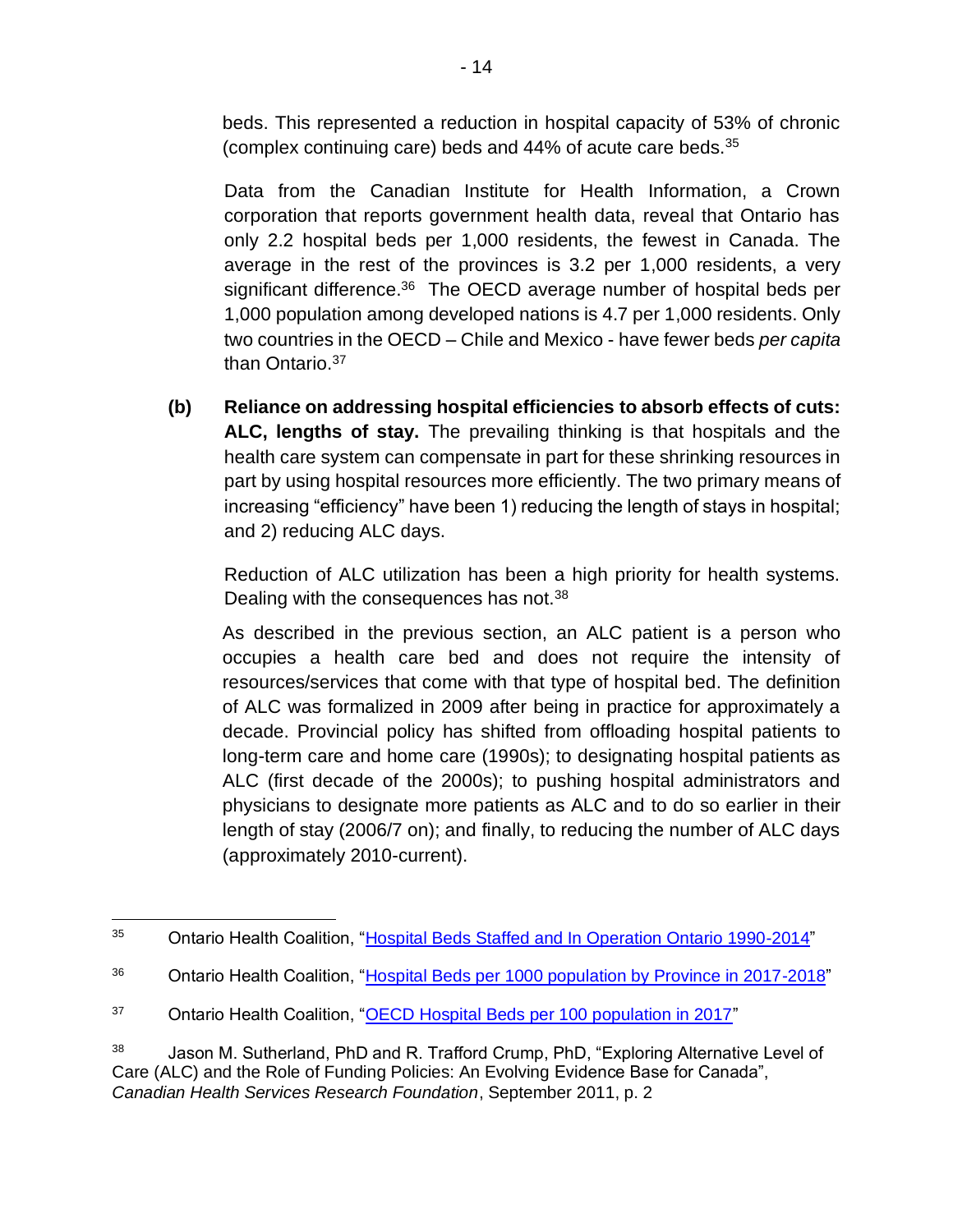beds. This represented a reduction in hospital capacity of 53% of chronic (complex continuing care) beds and 44% of acute care beds.[35]

Data from the Canadian Institute for Health Information, a Crown corporation that reports government health data, reveal that Ontario has only 2.2 hospital beds per 1,000 residents, the fewest in Canada. The average in the rest of the provinces is 3.2 per 1,000 residents, a very significant difference.[36] The OECD average number of hospital beds per 1,000 population among developed nations is 4.7 per 1,000 residents. Only two countries in the OECD – Chile and Mexico - have fewer beds *per capita* than Ontario.[37]

**(b) Reliance on addressing hospital efficiencies to absorb effects of cuts: ALC, lengths of stay.** The prevailing thinking is that hospitals and the health care system can compensate in part for these shrinking resources in part by using hospital resources more efficiently. The two primary means of increasing "efficiency" have been 1) reducing the length of stays in hospital; and 2) reducing ALC days.

Reduction of ALC utilization has been a high priority for health systems. Dealing with the consequences has not.[38]

As described in the previous section, an ALC patient is a person who occupies a health care bed and does not require the intensity of resources/services that come with that type of hospital bed. The definition of ALC was formalized in 2009 after being in practice for approximately a decade. Provincial policy has shifted from offloading hospital patients to long-term care and home care (1990s); to designating hospital patients as ALC (first decade of the 2000s); to pushing hospital administrators and physicians to designate more patients as ALC and to do so earlier in their length of stay (2006/7 on); and finally, to reducing the number of ALC days (approximately 2010-current).

---

[35] Ontario Health Coalition, "Hospital Beds Staffed and In Operation Ontario 1990-2014"

[36] Ontario Health Coalition, "Hospital Beds per 1000 population by Province in 2017-2018"

[37] Ontario Health Coalition, "OECD Hospital Beds per 100 population in 2017"

[38] Jason M. Sutherland, PhD and R. Trafford Crump, PhD, "Exploring Alternative Level of Care (ALC) and the Role of Funding Policies: An Evolving Evidence Base for Canada", *Canadian Health Services Research Foundation*, September 2011, p. 2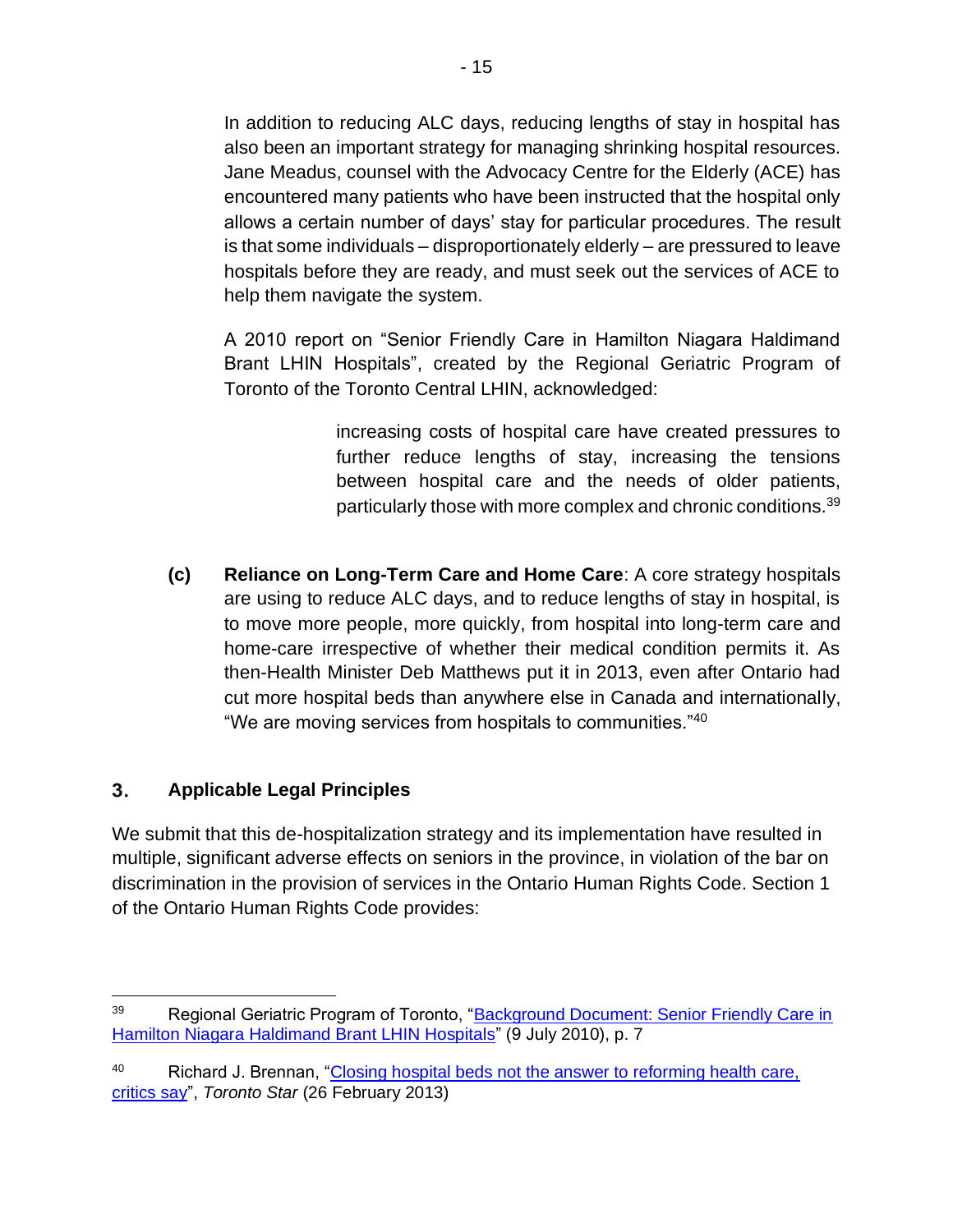In addition to reducing ALC days, reducing lengths of stay in hospital has also been an important strategy for managing shrinking hospital resources. Jane Meadus, counsel with the Advocacy Centre for the Elderly (ACE) has encountered many patients who have been instructed that the hospital only allows a certain number of days' stay for particular procedures. The result is that some individuals – disproportionately elderly – are pressured to leave hospitals before they are ready, and must seek out the services of ACE to help them navigate the system.

A 2010 report on "Senior Friendly Care in Hamilton Niagara Haldimand Brant LHIN Hospitals", created by the Regional Geriatric Program of Toronto of the Toronto Central LHIN, acknowledged:

> increasing costs of hospital care have created pressures to further reduce lengths of stay, increasing the tensions between hospital care and the needs of older patients, particularly those with more complex and chronic conditions.[39]

**(c)** **Reliance on Long-Term Care and Home Care**: A core strategy hospitals are using to reduce ALC days, and to reduce lengths of stay in hospital, is to move more people, more quickly, from hospital into long-term care and home-care irrespective of whether their medical condition permits it. As then-Health Minister Deb Matthews put it in 2013, even after Ontario had cut more hospital beds than anywhere else in Canada and internationally, "We are moving services from hospitals to communities."[40]

## 3. Applicable Legal Principles

We submit that this de-hospitalization strategy and its implementation have resulted in multiple, significant adverse effects on seniors in the province, in violation of the bar on discrimination in the provision of services in the Ontario Human Rights Code. Section 1 of the Ontario Human Rights Code provides:

---

[39] Regional Geriatric Program of Toronto, "Background Document: Senior Friendly Care in Hamilton Niagara Haldimand Brant LHIN Hospitals" (9 July 2010), p. 7

[40] Richard J. Brennan, "Closing hospital beds not the answer to reforming health care, critics say", *Toronto Star* (26 February 2013)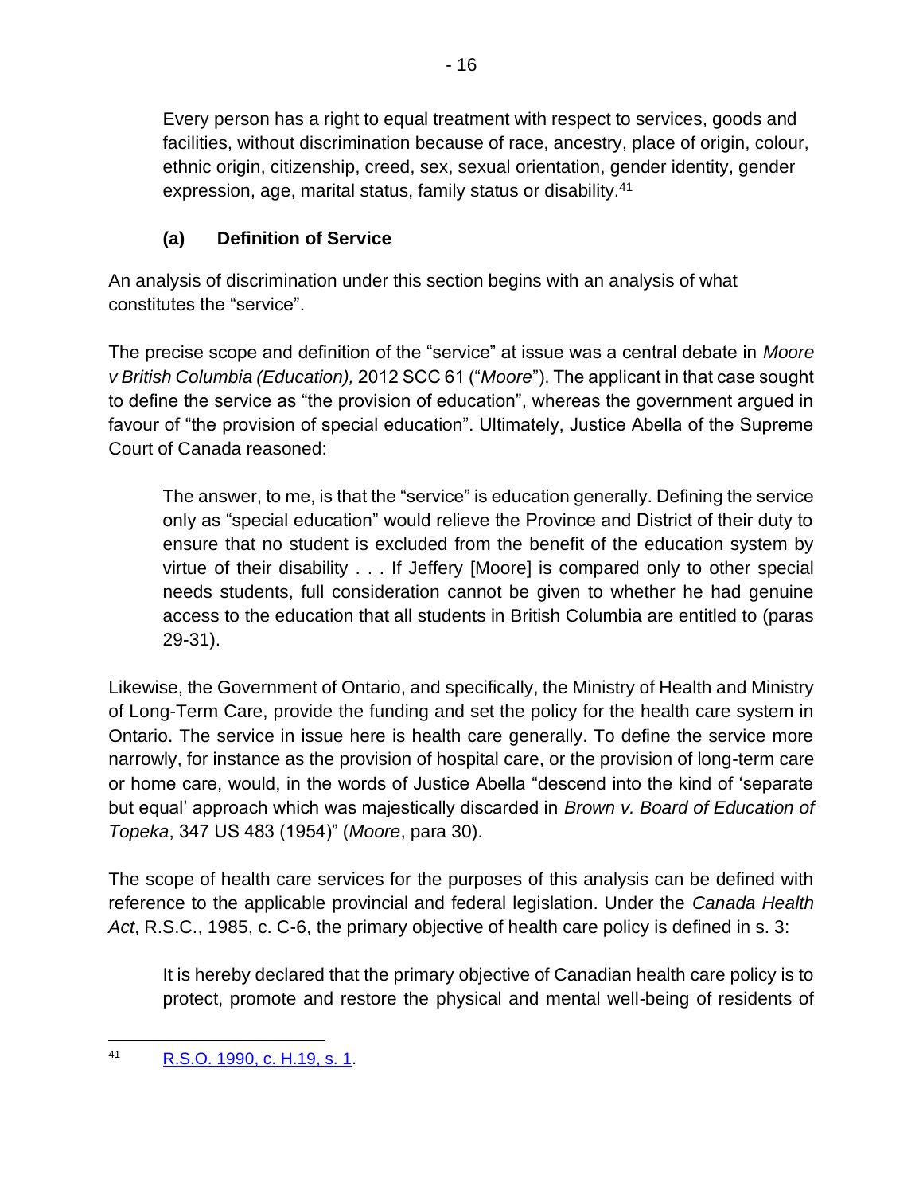> Every person has a right to equal treatment with respect to services, goods and facilities, without discrimination because of race, ancestry, place of origin, colour, ethnic origin, citizenship, creed, sex, sexual orientation, gender identity, gender expression, age, marital status, family status or disability.[41]

### (a) Definition of Service

An analysis of discrimination under this section begins with an analysis of what constitutes the "service".

The precise scope and definition of the "service" at issue was a central debate in *Moore v British Columbia (Education),* 2012 SCC 61 ("*Moore*"). The applicant in that case sought to define the service as "the provision of education", whereas the government argued in favour of "the provision of special education". Ultimately, Justice Abella of the Supreme Court of Canada reasoned:

> The answer, to me, is that the "service" is education generally. Defining the service only as "special education" would relieve the Province and District of their duty to ensure that no student is excluded from the benefit of the education system by virtue of their disability . . . If Jeffery [Moore] is compared only to other special needs students, full consideration cannot be given to whether he had genuine access to the education that all students in British Columbia are entitled to (paras 29-31).

Likewise, the Government of Ontario, and specifically, the Ministry of Health and Ministry of Long-Term Care, provide the funding and set the policy for the health care system in Ontario. The service in issue here is health care generally. To define the service more narrowly, for instance as the provision of hospital care, or the provision of long-term care or home care, would, in the words of Justice Abella "descend into the kind of 'separate but equal' approach which was majestically discarded in *Brown v. Board of Education of Topeka*, 347 US 483 (1954)" (*Moore*, para 30).

The scope of health care services for the purposes of this analysis can be defined with reference to the applicable provincial and federal legislation. Under the *Canada Health Act*, R.S.C., 1985, c. C-6, the primary objective of health care policy is defined in s. 3:

> It is hereby declared that the primary objective of Canadian health care policy is to protect, promote and restore the physical and mental well-being of residents of

---

[41] R.S.O. 1990, c. H.19, s. 1.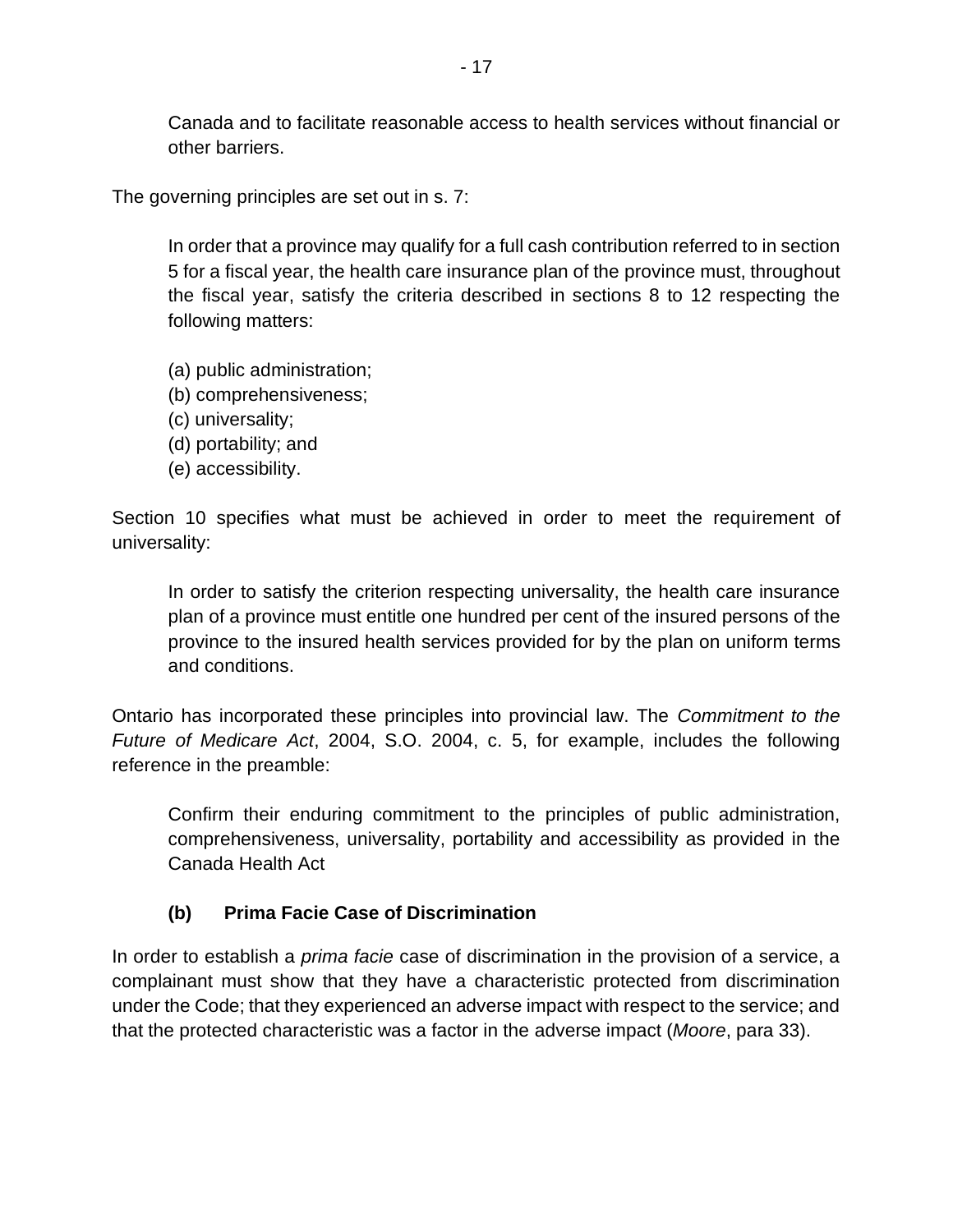Canada and to facilitate reasonable access to health services without financial or other barriers.

The governing principles are set out in s. 7:

> In order that a province may qualify for a full cash contribution referred to in section 5 for a fiscal year, the health care insurance plan of the province must, throughout the fiscal year, satisfy the criteria described in sections 8 to 12 respecting the following matters:
>
> (a) public administration;
> (b) comprehensiveness;
> (c) universality;
> (d) portability; and
> (e) accessibility.

Section 10 specifies what must be achieved in order to meet the requirement of universality:

> In order to satisfy the criterion respecting universality, the health care insurance plan of a province must entitle one hundred per cent of the insured persons of the province to the insured health services provided for by the plan on uniform terms and conditions.

Ontario has incorporated these principles into provincial law. The *Commitment to the Future of Medicare Act*, 2004, S.O. 2004, c. 5, for example, includes the following reference in the preamble:

> Confirm their enduring commitment to the principles of public administration, comprehensiveness, universality, portability and accessibility as provided in the Canada Health Act

### (b) Prima Facie Case of Discrimination

In order to establish a *prima facie* case of discrimination in the provision of a service, a complainant must show that they have a characteristic protected from discrimination under the Code; that they experienced an adverse impact with respect to the service; and that the protected characteristic was a factor in the adverse impact (*Moore*, para 33).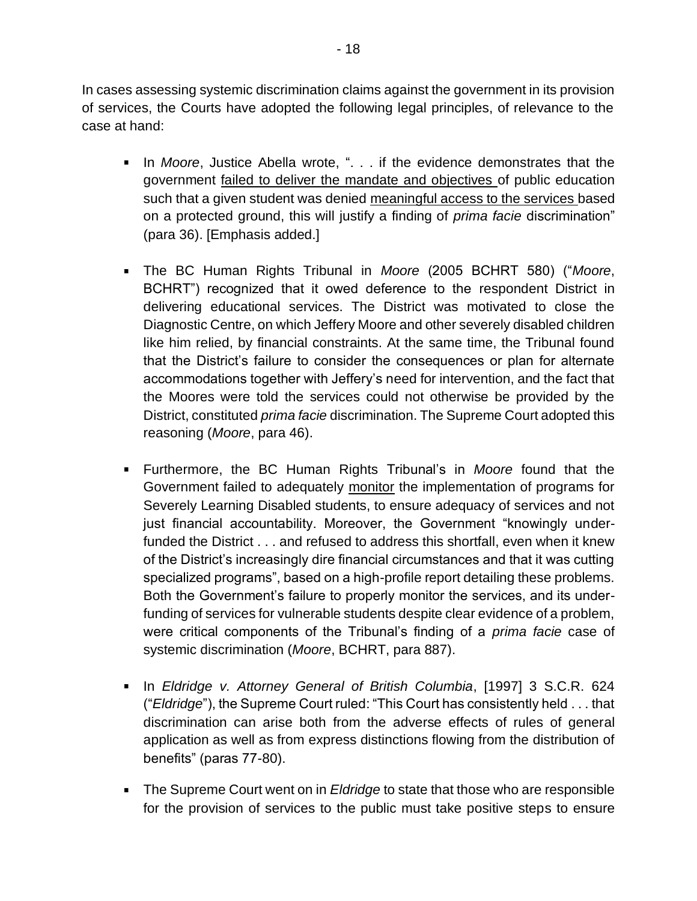In cases assessing systemic discrimination claims against the government in its provision of services, the Courts have adopted the following legal principles, of relevance to the case at hand:

- In *Moore*, Justice Abella wrote, ". . . if the evidence demonstrates that the government <u>failed to deliver the mandate and objectives</u> of public education such that a given student was denied <u>meaningful access to the services</u> based on a protected ground, this will justify a finding of *prima facie* discrimination" (para 36). [Emphasis added.]

- The BC Human Rights Tribunal in *Moore* (2005 BCHRT 580) ("*Moore*, BCHRT") recognized that it owed deference to the respondent District in delivering educational services. The District was motivated to close the Diagnostic Centre, on which Jeffery Moore and other severely disabled children like him relied, by financial constraints. At the same time, the Tribunal found that the District's failure to consider the consequences or plan for alternate accommodations together with Jeffery's need for intervention, and the fact that the Moores were told the services could not otherwise be provided by the District, constituted *prima facie* discrimination. The Supreme Court adopted this reasoning (*Moore*, para 46).

- Furthermore, the BC Human Rights Tribunal's in *Moore* found that the Government failed to adequately <u>monitor</u> the implementation of programs for Severely Learning Disabled students, to ensure adequacy of services and not just financial accountability. Moreover, the Government "knowingly under-funded the District . . . and refused to address this shortfall, even when it knew of the District's increasingly dire financial circumstances and that it was cutting specialized programs", based on a high-profile report detailing these problems. Both the Government's failure to properly monitor the services, and its under-funding of services for vulnerable students despite clear evidence of a problem, were critical components of the Tribunal's finding of a *prima facie* case of systemic discrimination (*Moore*, BCHRT, para 887).

- In *Eldridge v. Attorney General of British Columbia*, [1997] 3 S.C.R. 624 ("*Eldridge*"), the Supreme Court ruled: "This Court has consistently held . . . that discrimination can arise both from the adverse effects of rules of general application as well as from express distinctions flowing from the distribution of benefits" (paras 77-80).

- The Supreme Court went on in *Eldridge* to state that those who are responsible for the provision of services to the public must take positive steps to ensure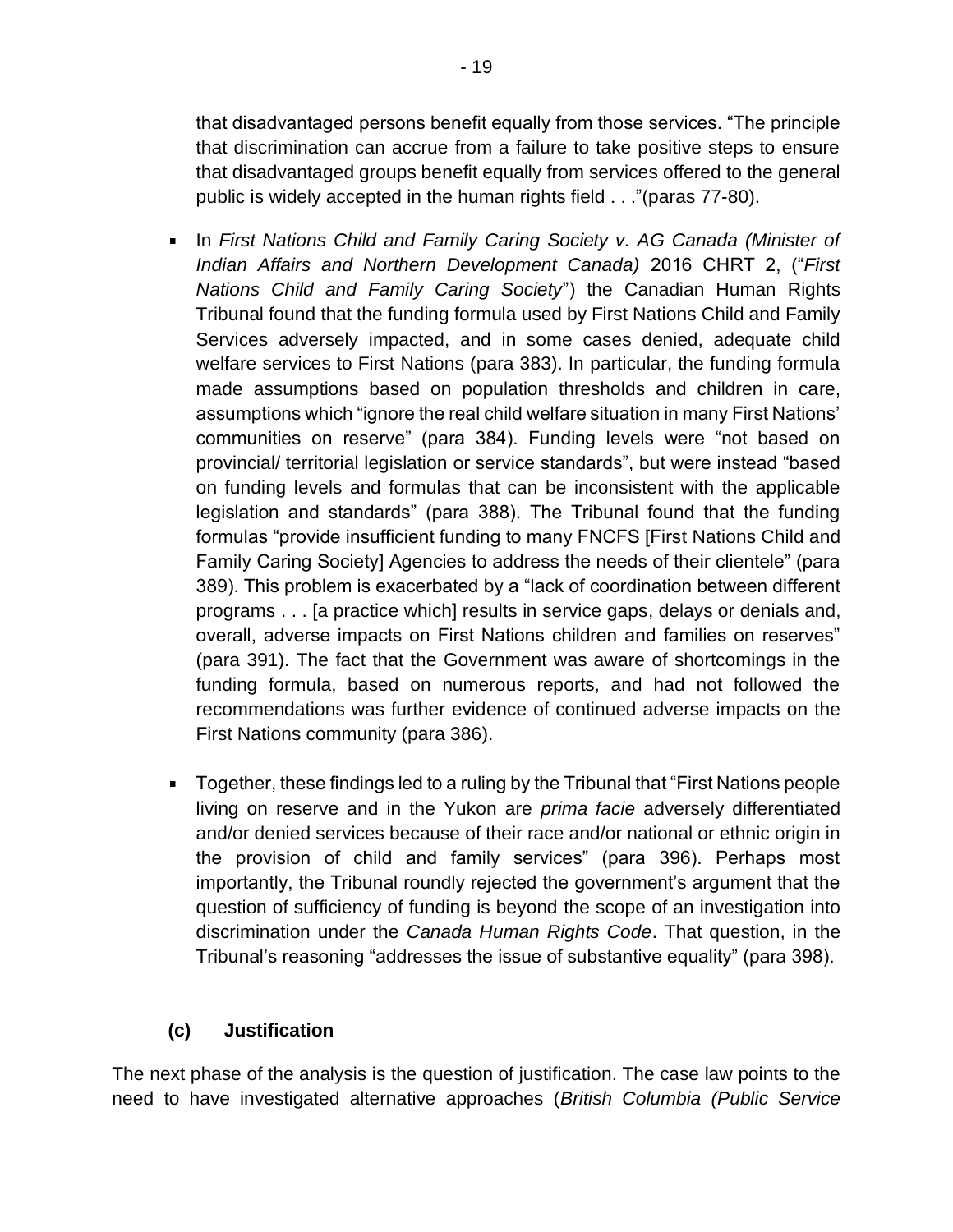that disadvantaged persons benefit equally from those services. "The principle that discrimination can accrue from a failure to take positive steps to ensure that disadvantaged groups benefit equally from services offered to the general public is widely accepted in the human rights field . . ."(paras 77-80).

- In *First Nations Child and Family Caring Society v. AG Canada (Minister of Indian Affairs and Northern Development Canada)* 2016 CHRT 2, ("*First Nations Child and Family Caring Society*") the Canadian Human Rights Tribunal found that the funding formula used by First Nations Child and Family Services adversely impacted, and in some cases denied, adequate child welfare services to First Nations (para 383). In particular, the funding formula made assumptions based on population thresholds and children in care, assumptions which "ignore the real child welfare situation in many First Nations' communities on reserve" (para 384). Funding levels were "not based on provincial/ territorial legislation or service standards", but were instead "based on funding levels and formulas that can be inconsistent with the applicable legislation and standards" (para 388). The Tribunal found that the funding formulas "provide insufficient funding to many FNCFS [First Nations Child and Family Caring Society] Agencies to address the needs of their clientele" (para 389). This problem is exacerbated by a "lack of coordination between different programs . . . [a practice which] results in service gaps, delays or denials and, overall, adverse impacts on First Nations children and families on reserves" (para 391). The fact that the Government was aware of shortcomings in the funding formula, based on numerous reports, and had not followed the recommendations was further evidence of continued adverse impacts on the First Nations community (para 386).

- Together, these findings led to a ruling by the Tribunal that "First Nations people living on reserve and in the Yukon are *prima facie* adversely differentiated and/or denied services because of their race and/or national or ethnic origin in the provision of child and family services" (para 396). Perhaps most importantly, the Tribunal roundly rejected the government's argument that the question of sufficiency of funding is beyond the scope of an investigation into discrimination under the *Canada Human Rights Code*. That question, in the Tribunal's reasoning "addresses the issue of substantive equality" (para 398).

### (c) Justification

The next phase of the analysis is the question of justification. The case law points to the need to have investigated alternative approaches (*British Columbia (Public Service*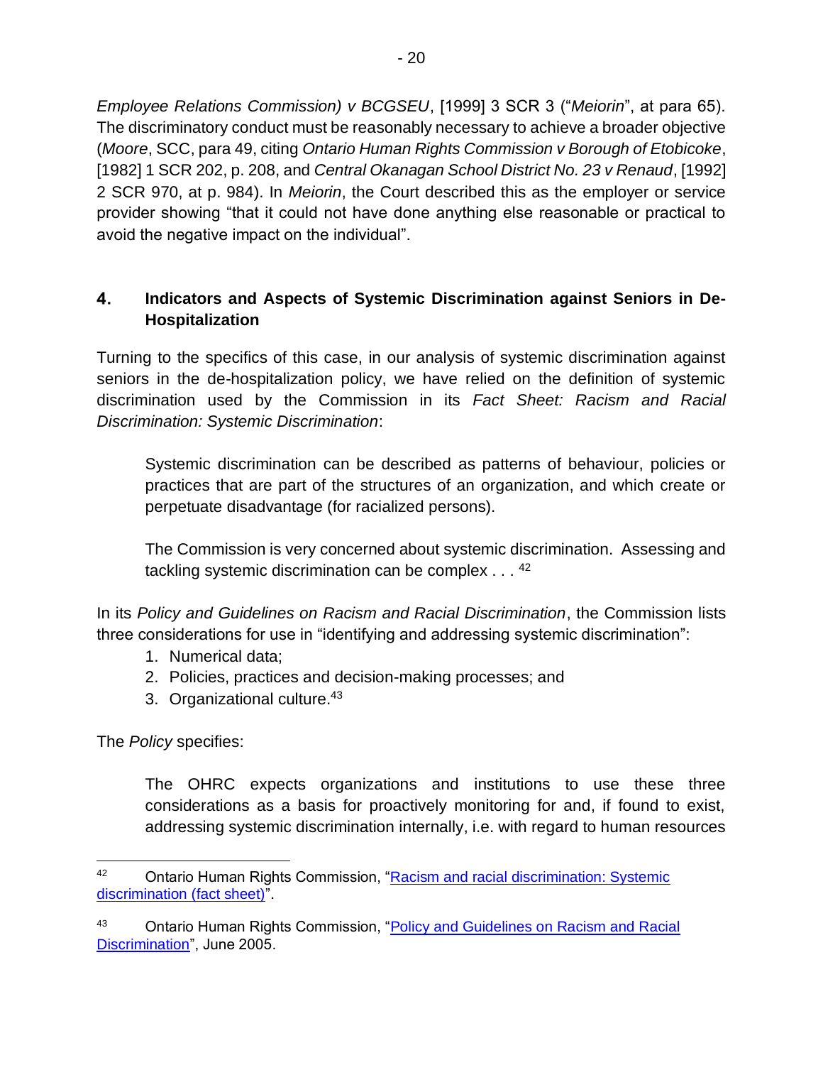*Employee Relations Commission) v BCGSEU*, [1999] 3 SCR 3 ("*Meiorin*", at para 65). The discriminatory conduct must be reasonably necessary to achieve a broader objective (*Moore*, SCC, para 49, citing *Ontario Human Rights Commission v Borough of Etobicoke*, [1982] 1 SCR 202, p. 208, and *Central Okanagan School District No. 23 v Renaud*, [1992] 2 SCR 970, at p. 984). In *Meiorin*, the Court described this as the employer or service provider showing "that it could not have done anything else reasonable or practical to avoid the negative impact on the individual".

## 4. Indicators and Aspects of Systemic Discrimination against Seniors in De-Hospitalization

Turning to the specifics of this case, in our analysis of systemic discrimination against seniors in the de-hospitalization policy, we have relied on the definition of systemic discrimination used by the Commission in its *Fact Sheet: Racism and Racial Discrimination: Systemic Discrimination*:

> Systemic discrimination can be described as patterns of behaviour, policies or practices that are part of the structures of an organization, and which create or perpetuate disadvantage (for racialized persons).
>
> The Commission is very concerned about systemic discrimination. Assessing and tackling systemic discrimination can be complex . . . [42]

In its *Policy and Guidelines on Racism and Racial Discrimination*, the Commission lists three considerations for use in "identifying and addressing systemic discrimination":

1. Numerical data;
2. Policies, practices and decision-making processes; and
3. Organizational culture.[43]

The *Policy* specifies:

> The OHRC expects organizations and institutions to use these three considerations as a basis for proactively monitoring for and, if found to exist, addressing systemic discrimination internally, i.e. with regard to human resources

---

[42] Ontario Human Rights Commission, "Racism and racial discrimination: Systemic discrimination (fact sheet)".

[43] Ontario Human Rights Commission, "Policy and Guidelines on Racism and Racial Discrimination", June 2005.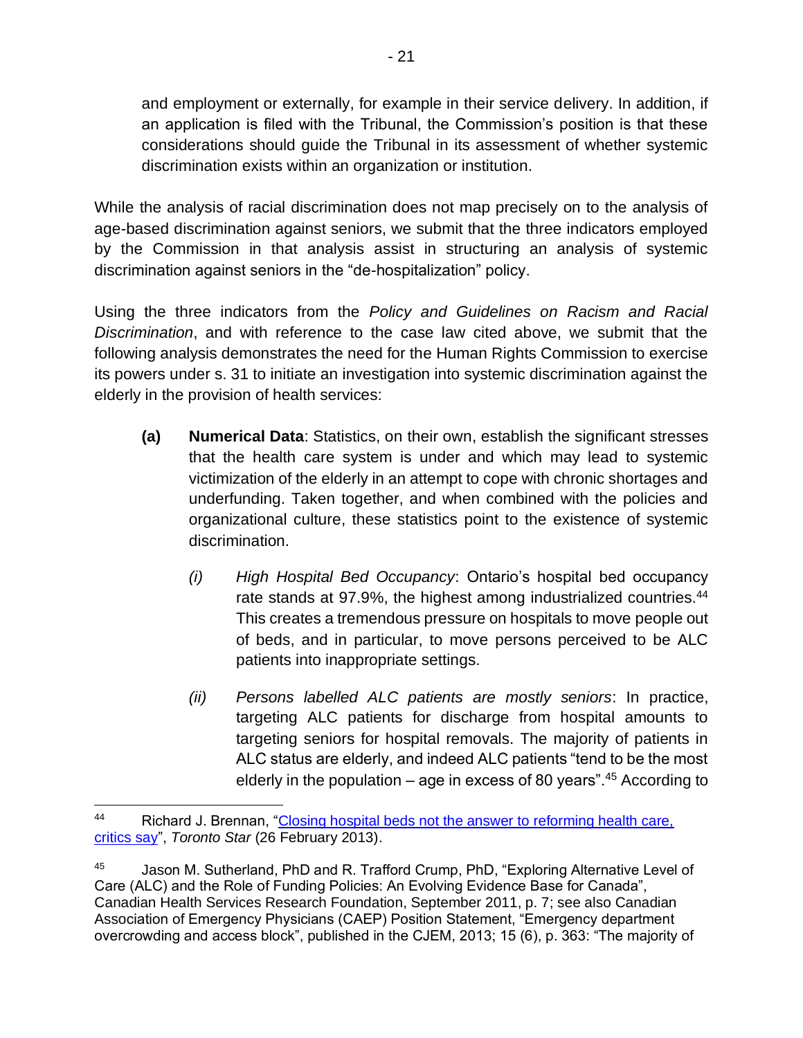and employment or externally, for example in their service delivery. In addition, if an application is filed with the Tribunal, the Commission's position is that these considerations should guide the Tribunal in its assessment of whether systemic discrimination exists within an organization or institution.

While the analysis of racial discrimination does not map precisely on to the analysis of age-based discrimination against seniors, we submit that the three indicators employed by the Commission in that analysis assist in structuring an analysis of systemic discrimination against seniors in the "de-hospitalization" policy.

Using the three indicators from the *Policy and Guidelines on Racism and Racial Discrimination*, and with reference to the case law cited above, we submit that the following analysis demonstrates the need for the Human Rights Commission to exercise its powers under s. 31 to initiate an investigation into systemic discrimination against the elderly in the provision of health services:

**(a)** **Numerical Data**: Statistics, on their own, establish the significant stresses that the health care system is under and which may lead to systemic victimization of the elderly in an attempt to cope with chronic shortages and underfunding. Taken together, and when combined with the policies and organizational culture, these statistics point to the existence of systemic discrimination.

*(i)* *High Hospital Bed Occupancy*: Ontario's hospital bed occupancy rate stands at 97.9%, the highest among industrialized countries.[44] This creates a tremendous pressure on hospitals to move people out of beds, and in particular, to move persons perceived to be ALC patients into inappropriate settings.

*(ii)* *Persons labelled ALC patients are mostly seniors*: In practice, targeting ALC patients for discharge from hospital amounts to targeting seniors for hospital removals. The majority of patients in ALC status are elderly, and indeed ALC patients "tend to be the most elderly in the population – age in excess of 80 years".[45] According to

---

[44] Richard J. Brennan, "Closing hospital beds not the answer to reforming health care, critics say", *Toronto Star* (26 February 2013).

[45] Jason M. Sutherland, PhD and R. Trafford Crump, PhD, "Exploring Alternative Level of Care (ALC) and the Role of Funding Policies: An Evolving Evidence Base for Canada", Canadian Health Services Research Foundation, September 2011, p. 7; see also Canadian Association of Emergency Physicians (CAEP) Position Statement, "Emergency department overcrowding and access block", published in the CJEM, 2013; 15 (6), p. 363: "The majority of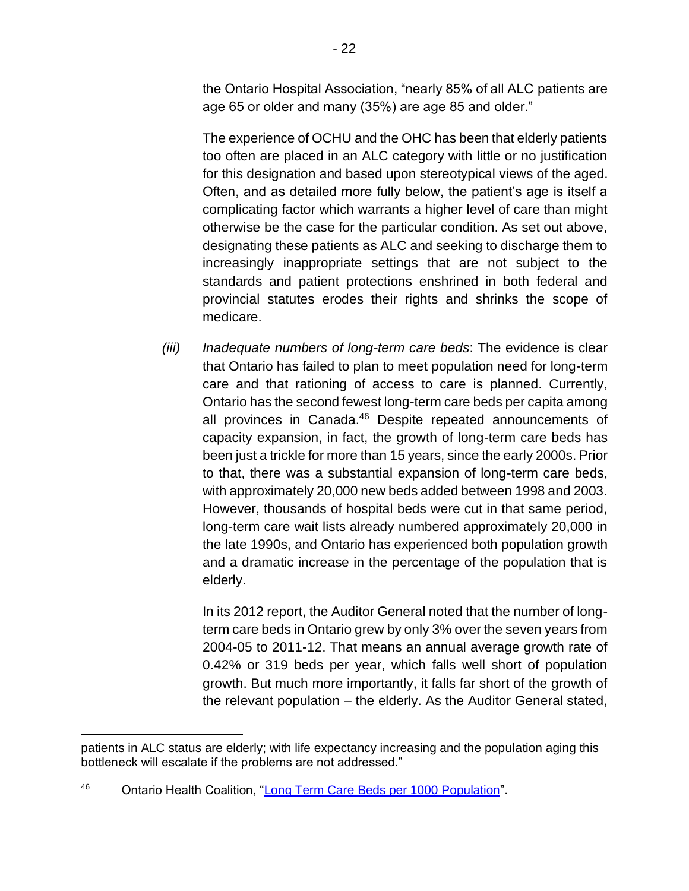the Ontario Hospital Association, "nearly 85% of all ALC patients are age 65 or older and many (35%) are age 85 and older."

The experience of OCHU and the OHC has been that elderly patients too often are placed in an ALC category with little or no justification for this designation and based upon stereotypical views of the aged. Often, and as detailed more fully below, the patient's age is itself a complicating factor which warrants a higher level of care than might otherwise be the case for the particular condition. As set out above, designating these patients as ALC and seeking to discharge them to increasingly inappropriate settings that are not subject to the standards and patient protections enshrined in both federal and provincial statutes erodes their rights and shrinks the scope of medicare.

*(iii)* *Inadequate numbers of long-term care beds*: The evidence is clear that Ontario has failed to plan to meet population need for long-term care and that rationing of access to care is planned. Currently, Ontario has the second fewest long-term care beds per capita among all provinces in Canada.[46] Despite repeated announcements of capacity expansion, in fact, the growth of long-term care beds has been just a trickle for more than 15 years, since the early 2000s. Prior to that, there was a substantial expansion of long-term care beds, with approximately 20,000 new beds added between 1998 and 2003. However, thousands of hospital beds were cut in that same period, long-term care wait lists already numbered approximately 20,000 in the late 1990s, and Ontario has experienced both population growth and a dramatic increase in the percentage of the population that is elderly.

In its 2012 report, the Auditor General noted that the number of long-term care beds in Ontario grew by only 3% over the seven years from 2004-05 to 2011-12. That means an annual average growth rate of 0.42% or 319 beds per year, which falls well short of population growth. But much more importantly, it falls far short of the growth of the relevant population – the elderly. As the Auditor General stated,

---

patients in ALC status are elderly; with life expectancy increasing and the population aging this bottleneck will escalate if the problems are not addressed."

[46] Ontario Health Coalition, "Long Term Care Beds per 1000 Population".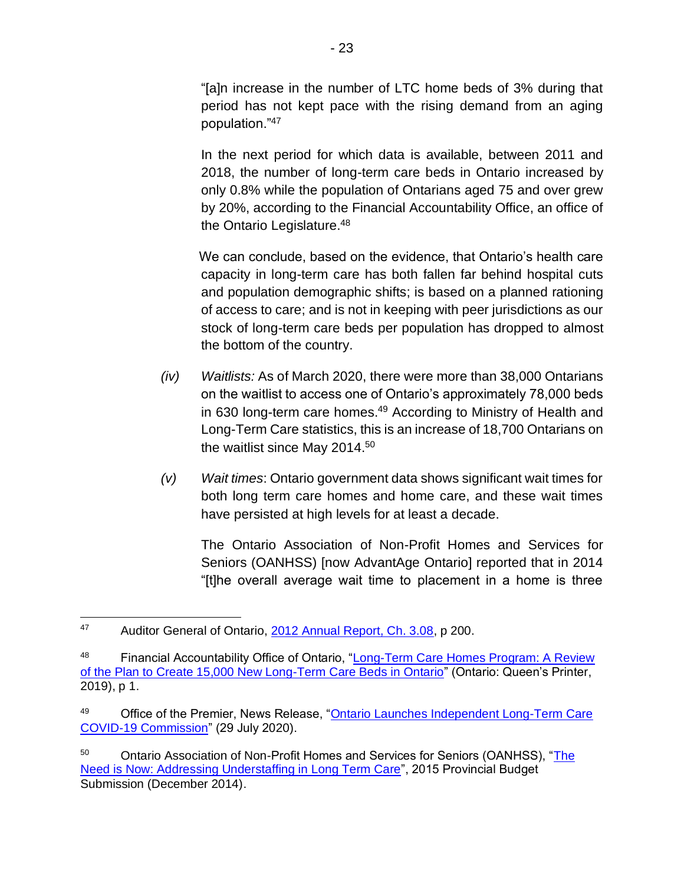"[a]n increase in the number of LTC home beds of 3% during that period has not kept pace with the rising demand from an aging population."[47]

In the next period for which data is available, between 2011 and 2018, the number of long-term care beds in Ontario increased by only 0.8% while the population of Ontarians aged 75 and over grew by 20%, according to the Financial Accountability Office, an office of the Ontario Legislature.[48]

We can conclude, based on the evidence, that Ontario's health care capacity in long-term care has both fallen far behind hospital cuts and population demographic shifts; is based on a planned rationing of access to care; and is not in keeping with peer jurisdictions as our stock of long-term care beds per population has dropped to almost the bottom of the country.

*(iv)* *Waitlists:* As of March 2020, there were more than 38,000 Ontarians on the waitlist to access one of Ontario's approximately 78,000 beds in 630 long-term care homes.[49] According to Ministry of Health and Long-Term Care statistics, this is an increase of 18,700 Ontarians on the waitlist since May 2014.[50]

*(v)* *Wait times*: Ontario government data shows significant wait times for both long term care homes and home care, and these wait times have persisted at high levels for at least a decade.

The Ontario Association of Non-Profit Homes and Services for Seniors (OANHSS) [now AdvantAge Ontario] reported that in 2014 "[t]he overall average wait time to placement in a home is three

---

[47] Auditor General of Ontario, 2012 Annual Report, Ch. 3.08, p 200.

[48] Financial Accountability Office of Ontario, "Long-Term Care Homes Program: A Review of the Plan to Create 15,000 New Long-Term Care Beds in Ontario" (Ontario: Queen's Printer, 2019), p 1.

[49] Office of the Premier, News Release, "Ontario Launches Independent Long-Term Care COVID-19 Commission" (29 July 2020).

[50] Ontario Association of Non-Profit Homes and Services for Seniors (OANHSS), "The Need is Now: Addressing Understaffing in Long Term Care", 2015 Provincial Budget Submission (December 2014).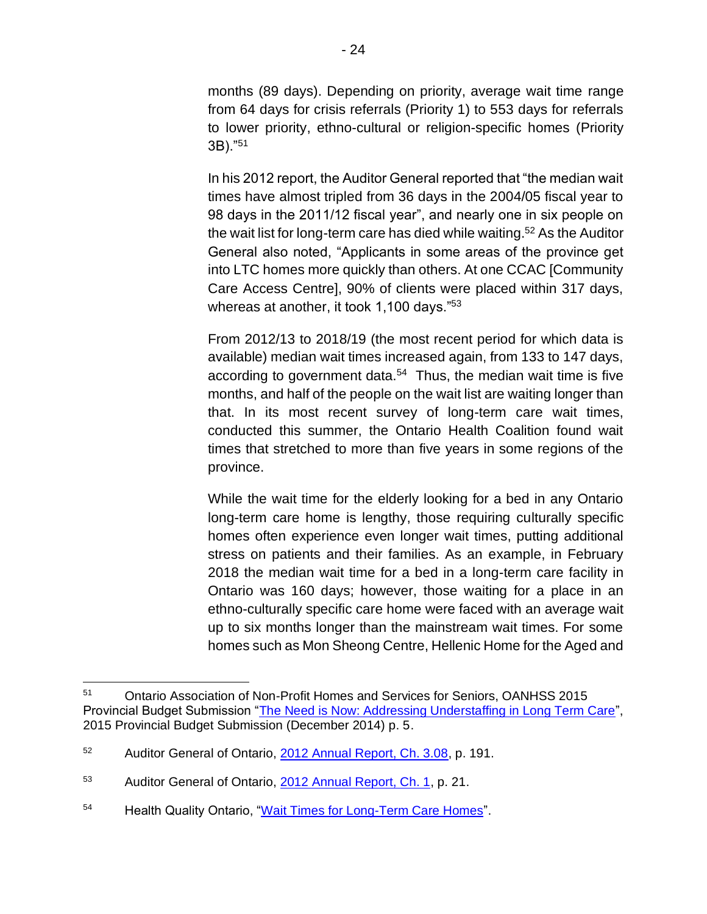months (89 days). Depending on priority, average wait time range from 64 days for crisis referrals (Priority 1) to 553 days for referrals to lower priority, ethno-cultural or religion-specific homes (Priority 3B)."[51]

In his 2012 report, the Auditor General reported that "the median wait times have almost tripled from 36 days in the 2004/05 fiscal year to 98 days in the 2011/12 fiscal year", and nearly one in six people on the wait list for long-term care has died while waiting.[52] As the Auditor General also noted, "Applicants in some areas of the province get into LTC homes more quickly than others. At one CCAC [Community Care Access Centre], 90% of clients were placed within 317 days, whereas at another, it took 1,100 days."[53]

From 2012/13 to 2018/19 (the most recent period for which data is available) median wait times increased again, from 133 to 147 days, according to government data.[54] Thus, the median wait time is five months, and half of the people on the wait list are waiting longer than that. In its most recent survey of long-term care wait times, conducted this summer, the Ontario Health Coalition found wait times that stretched to more than five years in some regions of the province.

While the wait time for the elderly looking for a bed in any Ontario long-term care home is lengthy, those requiring culturally specific homes often experience even longer wait times, putting additional stress on patients and their families. As an example, in February 2018 the median wait time for a bed in a long-term care facility in Ontario was 160 days; however, those waiting for a place in an ethno-culturally specific care home were faced with an average wait up to six months longer than the mainstream wait times. For some homes such as Mon Sheong Centre, Hellenic Home for the Aged and

---

[51] Ontario Association of Non-Profit Homes and Services for Seniors, OANHSS 2015 Provincial Budget Submission "The Need is Now: Addressing Understaffing in Long Term Care", 2015 Provincial Budget Submission (December 2014) p. 5.

[52] Auditor General of Ontario, 2012 Annual Report, Ch. 3.08, p. 191.

[53] Auditor General of Ontario, 2012 Annual Report, Ch. 1, p. 21.

[54] Health Quality Ontario, "Wait Times for Long-Term Care Homes".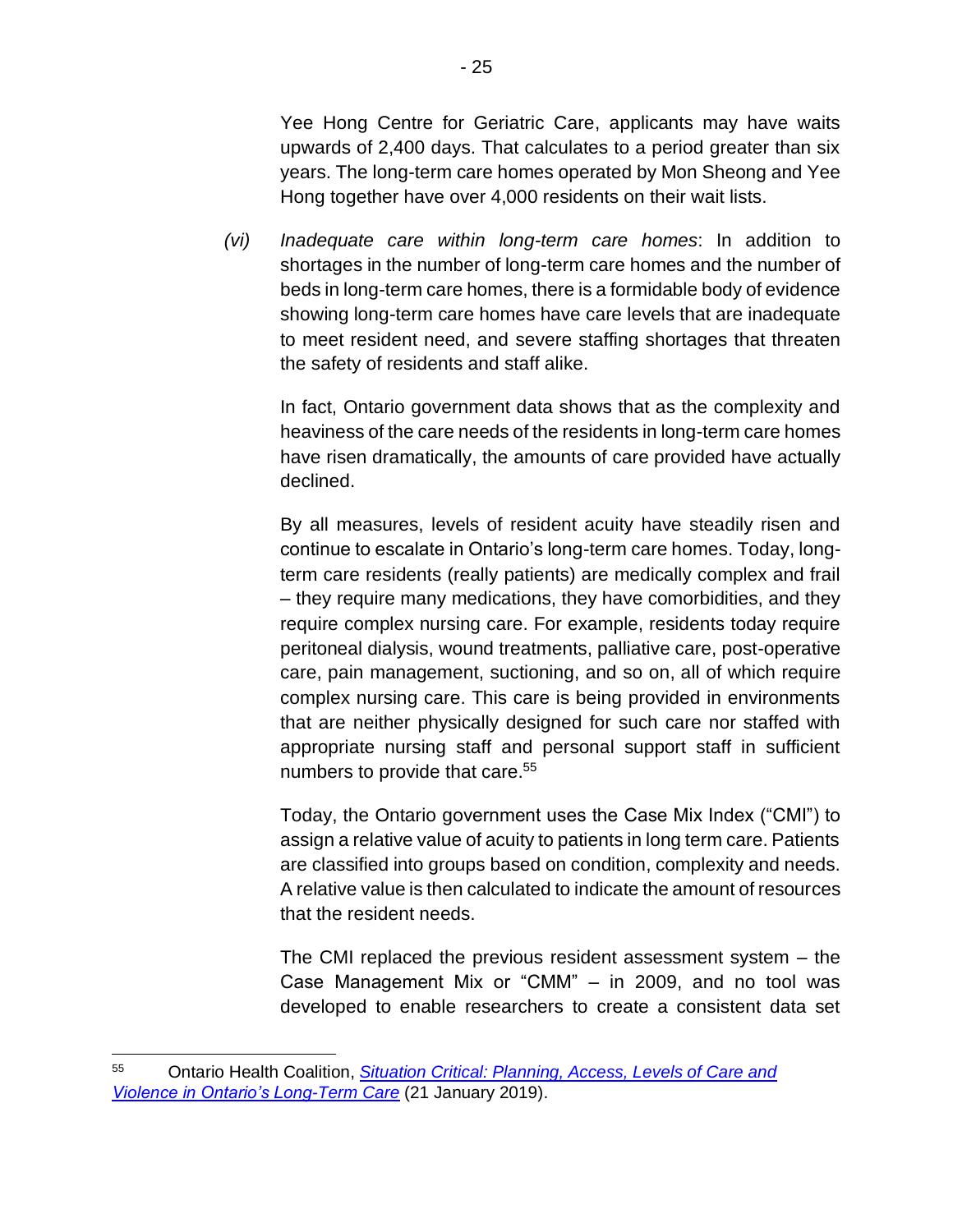Yee Hong Centre for Geriatric Care, applicants may have waits upwards of 2,400 days. That calculates to a period greater than six years. The long-term care homes operated by Mon Sheong and Yee Hong together have over 4,000 residents on their wait lists.

*(vi)* *Inadequate care within long-term care homes*: In addition to shortages in the number of long-term care homes and the number of beds in long-term care homes, there is a formidable body of evidence showing long-term care homes have care levels that are inadequate to meet resident need, and severe staffing shortages that threaten the safety of residents and staff alike.

In fact, Ontario government data shows that as the complexity and heaviness of the care needs of the residents in long-term care homes have risen dramatically, the amounts of care provided have actually declined.

By all measures, levels of resident acuity have steadily risen and continue to escalate in Ontario's long-term care homes. Today, long-term care residents (really patients) are medically complex and frail – they require many medications, they have comorbidities, and they require complex nursing care. For example, residents today require peritoneal dialysis, wound treatments, palliative care, post-operative care, pain management, suctioning, and so on, all of which require complex nursing care. This care is being provided in environments that are neither physically designed for such care nor staffed with appropriate nursing staff and personal support staff in sufficient numbers to provide that care.[55]

Today, the Ontario government uses the Case Mix Index ("CMI") to assign a relative value of acuity to patients in long term care. Patients are classified into groups based on condition, complexity and needs. A relative value is then calculated to indicate the amount of resources that the resident needs.

The CMI replaced the previous resident assessment system – the Case Management Mix or "CMM" – in 2009, and no tool was developed to enable researchers to create a consistent data set

---

[55] Ontario Health Coalition, *Situation Critical: Planning, Access, Levels of Care and Violence in Ontario's Long-Term Care* (21 January 2019).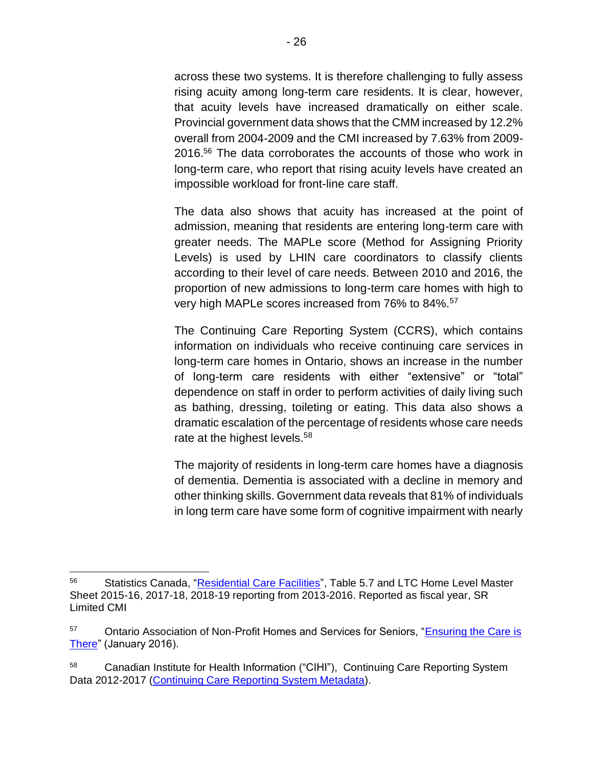across these two systems. It is therefore challenging to fully assess rising acuity among long-term care residents. It is clear, however, that acuity levels have increased dramatically on either scale. Provincial government data shows that the CMM increased by 12.2% overall from 2004-2009 and the CMI increased by 7.63% from 2009-2016.[56] The data corroborates the accounts of those who work in long-term care, who report that rising acuity levels have created an impossible workload for front-line care staff.

The data also shows that acuity has increased at the point of admission, meaning that residents are entering long-term care with greater needs. The MAPLe score (Method for Assigning Priority Levels) is used by LHIN care coordinators to classify clients according to their level of care needs. Between 2010 and 2016, the proportion of new admissions to long-term care homes with high to very high MAPLe scores increased from 76% to 84%.[57]

The Continuing Care Reporting System (CCRS), which contains information on individuals who receive continuing care services in long-term care homes in Ontario, shows an increase in the number of long-term care residents with either "extensive" or "total" dependence on staff in order to perform activities of daily living such as bathing, dressing, toileting or eating. This data also shows a dramatic escalation of the percentage of residents whose care needs rate at the highest levels.[58]

The majority of residents in long-term care homes have a diagnosis of dementia. Dementia is associated with a decline in memory and other thinking skills. Government data reveals that 81% of individuals in long term care have some form of cognitive impairment with nearly

---

[56] Statistics Canada, "Residential Care Facilities", Table 5.7 and LTC Home Level Master Sheet 2015-16, 2017-18, 2018-19 reporting from 2013-2016. Reported as fiscal year, SR Limited CMI

[57] Ontario Association of Non-Profit Homes and Services for Seniors, "Ensuring the Care is There" (January 2016).

[58] Canadian Institute for Health Information ("CIHI"), Continuing Care Reporting System Data 2012-2017 (Continuing Care Reporting System Metadata).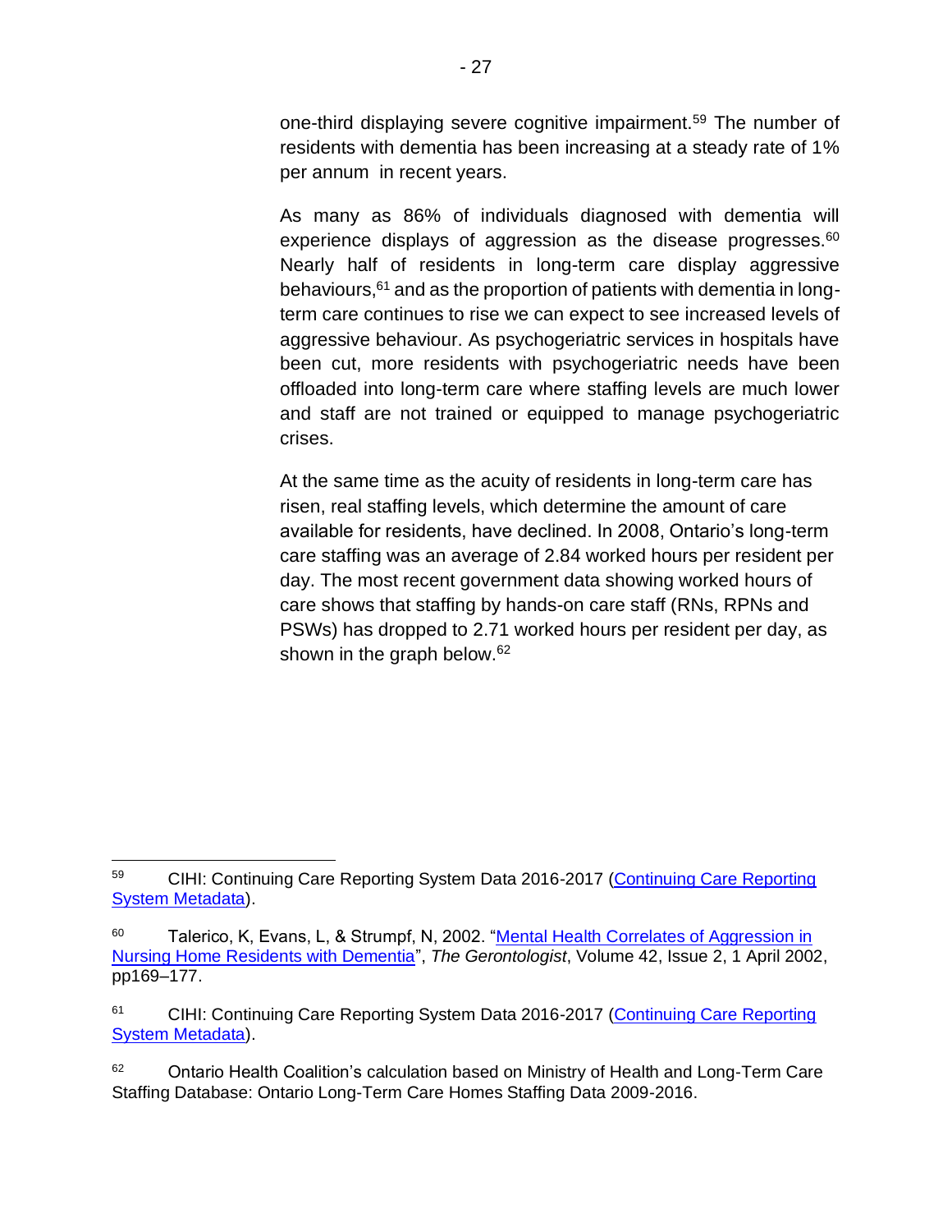one-third displaying severe cognitive impairment.[59] The number of residents with dementia has been increasing at a steady rate of 1% per annum in recent years.

As many as 86% of individuals diagnosed with dementia will experience displays of aggression as the disease progresses.[60] Nearly half of residents in long-term care display aggressive behaviours,[61] and as the proportion of patients with dementia in long-term care continues to rise we can expect to see increased levels of aggressive behaviour. As psychogeriatric services in hospitals have been cut, more residents with psychogeriatric needs have been offloaded into long-term care where staffing levels are much lower and staff are not trained or equipped to manage psychogeriatric crises.

At the same time as the acuity of residents in long-term care has risen, real staffing levels, which determine the amount of care available for residents, have declined. In 2008, Ontario's long-term care staffing was an average of 2.84 worked hours per resident per day. The most recent government data showing worked hours of care shows that staffing by hands-on care staff (RNs, RPNs and PSWs) has dropped to 2.71 worked hours per resident per day, as shown in the graph below.[62]

---

[59] CIHI: Continuing Care Reporting System Data 2016-2017 (Continuing Care Reporting System Metadata).

[60] Talerico, K, Evans, L, & Strumpf, N, 2002. "Mental Health Correlates of Aggression in Nursing Home Residents with Dementia", *The Gerontologist*, Volume 42, Issue 2, 1 April 2002, pp169–177.

[61] CIHI: Continuing Care Reporting System Data 2016-2017 (Continuing Care Reporting System Metadata).

[62] Ontario Health Coalition's calculation based on Ministry of Health and Long-Term Care Staffing Database: Ontario Long-Term Care Homes Staffing Data 2009-2016.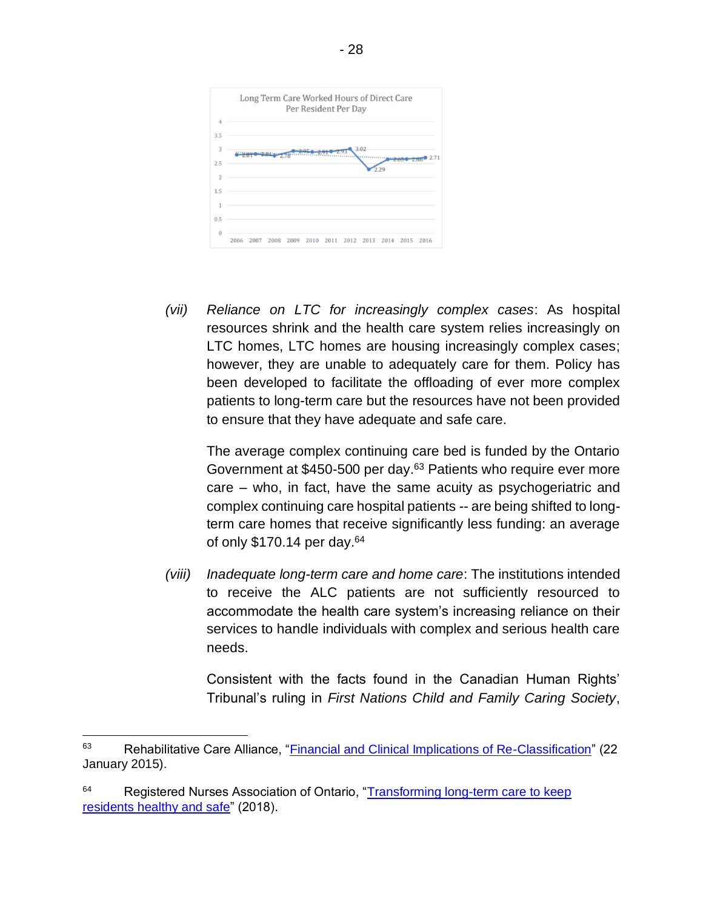Long Term Care Worked Hours of Direct Care
Per Resident Per Day

4
3.5
3
2.5
2
1.5
1
0.5
0

2.81 2.84 2.78 2.95 2.91 2.93 3.02 2.29 2.65 2.66 2.71

2006 2007 2008 2009 2010 2011 2012 2013 2014 2015 2016

*(vii)* *Reliance on LTC for increasingly complex cases*: As hospital resources shrink and the health care system relies increasingly on LTC homes, LTC homes are housing increasingly complex cases; however, they are unable to adequately care for them. Policy has been developed to facilitate the offloading of ever more complex patients to long-term care but the resources have not been provided to ensure that they have adequate and safe care.

The average complex continuing care bed is funded by the Ontario Government at $450-500 per day.[63] Patients who require ever more care – who, in fact, have the same acuity as psychogeriatric and complex continuing care hospital patients -- are being shifted to long-term care homes that receive significantly less funding: an average of only $170.14 per day.[64]

*(viii)* *Inadequate long-term care and home care*: The institutions intended to receive the ALC patients are not sufficiently resourced to accommodate the health care system's increasing reliance on their services to handle individuals with complex and serious health care needs.

Consistent with the facts found in the Canadian Human Rights' Tribunal's ruling in *First Nations Child and Family Caring Society*,

---

63 Rehabilitative Care Alliance, "Financial and Clinical Implications of Re-Classification" (22 January 2015).

64 Registered Nurses Association of Ontario, "Transforming long-term care to keep residents healthy and safe" (2018).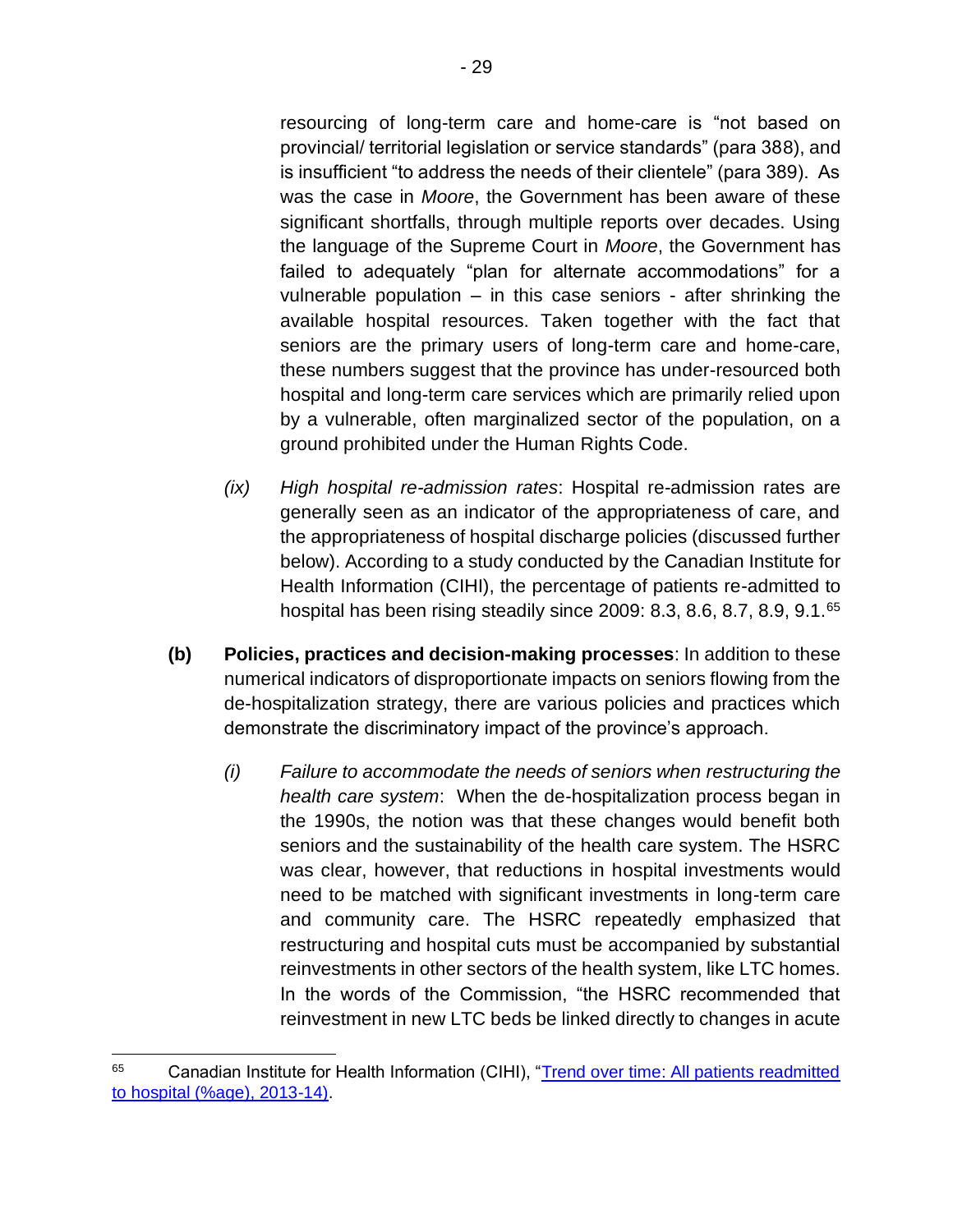resourcing of long-term care and home-care is "not based on provincial/ territorial legislation or service standards" (para 388), and is insufficient "to address the needs of their clientele" (para 389). As was the case in *Moore*, the Government has been aware of these significant shortfalls, through multiple reports over decades. Using the language of the Supreme Court in *Moore*, the Government has failed to adequately "plan for alternate accommodations" for a vulnerable population – in this case seniors - after shrinking the available hospital resources. Taken together with the fact that seniors are the primary users of long-term care and home-care, these numbers suggest that the province has under-resourced both hospital and long-term care services which are primarily relied upon by a vulnerable, often marginalized sector of the population, on a ground prohibited under the Human Rights Code.

*(ix)* *High hospital re-admission rates*: Hospital re-admission rates are generally seen as an indicator of the appropriateness of care, and the appropriateness of hospital discharge policies (discussed further below). According to a study conducted by the Canadian Institute for Health Information (CIHI), the percentage of patients re-admitted to hospital has been rising steadily since 2009: 8.3, 8.6, 8.7, 8.9, 9.1.[65]

**(b)** **Policies, practices and decision-making processes**: In addition to these numerical indicators of disproportionate impacts on seniors flowing from the de-hospitalization strategy, there are various policies and practices which demonstrate the discriminatory impact of the province's approach.

*(i)* *Failure to accommodate the needs of seniors when restructuring the health care system*: When the de-hospitalization process began in the 1990s, the notion was that these changes would benefit both seniors and the sustainability of the health care system. The HSRC was clear, however, that reductions in hospital investments would need to be matched with significant investments in long-term care and community care. The HSRC repeatedly emphasized that restructuring and hospital cuts must be accompanied by substantial reinvestments in other sectors of the health system, like LTC homes. In the words of the Commission, "the HSRC recommended that reinvestment in new LTC beds be linked directly to changes in acute

---

[65] Canadian Institute for Health Information (CIHI), "Trend over time: All patients readmitted to hospital (%age), 2013-14).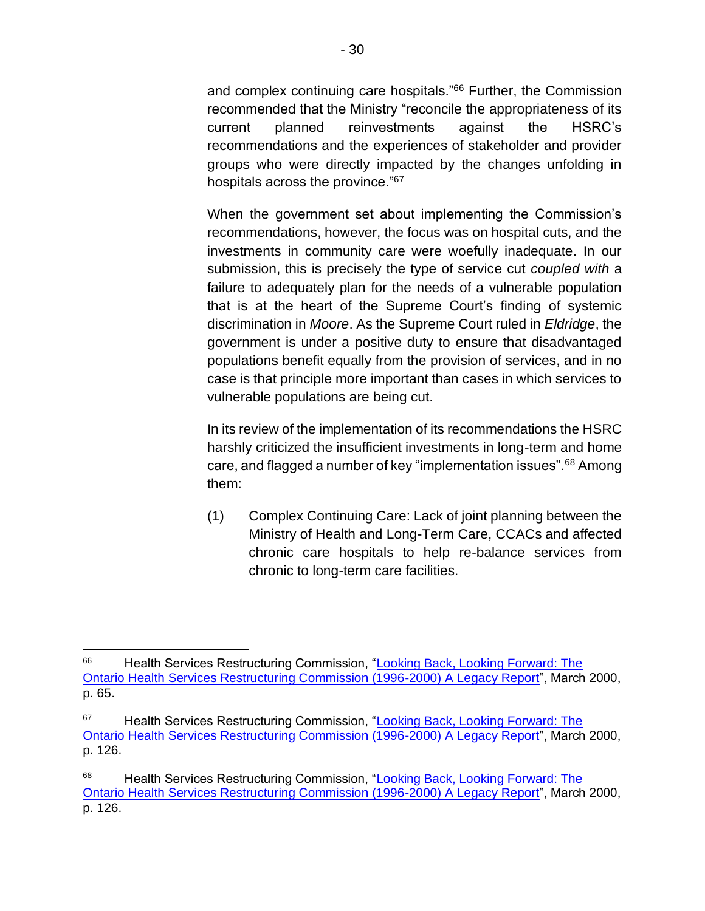and complex continuing care hospitals."[66] Further, the Commission recommended that the Ministry "reconcile the appropriateness of its current planned reinvestments against the HSRC's recommendations and the experiences of stakeholder and provider groups who were directly impacted by the changes unfolding in hospitals across the province."[67]

When the government set about implementing the Commission's recommendations, however, the focus was on hospital cuts, and the investments in community care were woefully inadequate. In our submission, this is precisely the type of service cut *coupled with* a failure to adequately plan for the needs of a vulnerable population that is at the heart of the Supreme Court's finding of systemic discrimination in *Moore*. As the Supreme Court ruled in *Eldridge*, the government is under a positive duty to ensure that disadvantaged populations benefit equally from the provision of services, and in no case is that principle more important than cases in which services to vulnerable populations are being cut.

In its review of the implementation of its recommendations the HSRC harshly criticized the insufficient investments in long-term and home care, and flagged a number of key "implementation issues".[68] Among them:

(1) Complex Continuing Care: Lack of joint planning between the Ministry of Health and Long-Term Care, CCACs and affected chronic care hospitals to help re-balance services from chronic to long-term care facilities.

---

[66] Health Services Restructuring Commission, "Looking Back, Looking Forward: The Ontario Health Services Restructuring Commission (1996-2000) A Legacy Report", March 2000, p. 65.

[67] Health Services Restructuring Commission, "Looking Back, Looking Forward: The Ontario Health Services Restructuring Commission (1996-2000) A Legacy Report", March 2000, p. 126.

[68] Health Services Restructuring Commission, "Looking Back, Looking Forward: The Ontario Health Services Restructuring Commission (1996-2000) A Legacy Report", March 2000, p. 126.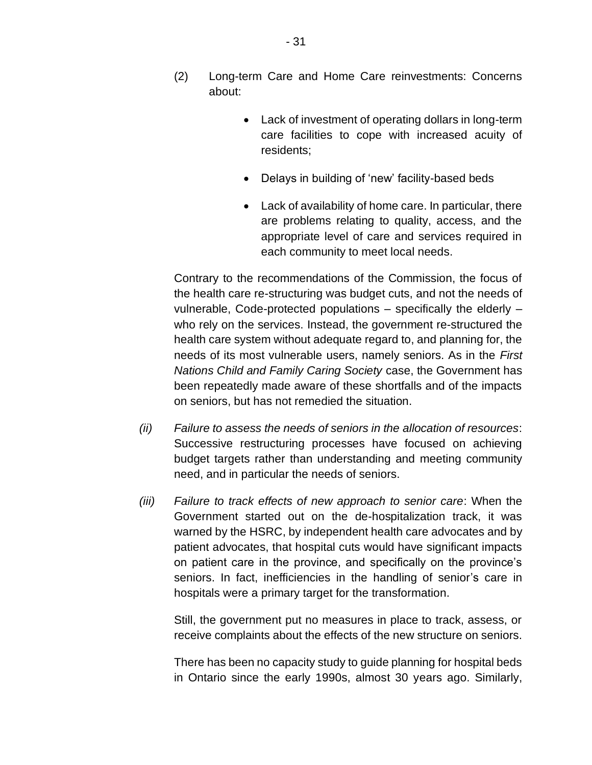(2) Long-term Care and Home Care reinvestments: Concerns about:

- Lack of investment of operating dollars in long-term care facilities to cope with increased acuity of residents;
- Delays in building of 'new' facility-based beds
- Lack of availability of home care. In particular, there are problems relating to quality, access, and the appropriate level of care and services required in each community to meet local needs.

Contrary to the recommendations of the Commission, the focus of the health care re-structuring was budget cuts, and not the needs of vulnerable, Code-protected populations – specifically the elderly – who rely on the services. Instead, the government re-structured the health care system without adequate regard to, and planning for, the needs of its most vulnerable users, namely seniors. As in the *First Nations Child and Family Caring Society* case, the Government has been repeatedly made aware of these shortfalls and of the impacts on seniors, but has not remedied the situation.

*(ii)* *Failure to assess the needs of seniors in the allocation of resources*: Successive restructuring processes have focused on achieving budget targets rather than understanding and meeting community need, and in particular the needs of seniors.

*(iii)* *Failure to track effects of new approach to senior care*: When the Government started out on the de-hospitalization track, it was warned by the HSRC, by independent health care advocates and by patient advocates, that hospital cuts would have significant impacts on patient care in the province, and specifically on the province's seniors. In fact, inefficiencies in the handling of senior's care in hospitals were a primary target for the transformation.

Still, the government put no measures in place to track, assess, or receive complaints about the effects of the new structure on seniors.

There has been no capacity study to guide planning for hospital beds in Ontario since the early 1990s, almost 30 years ago. Similarly,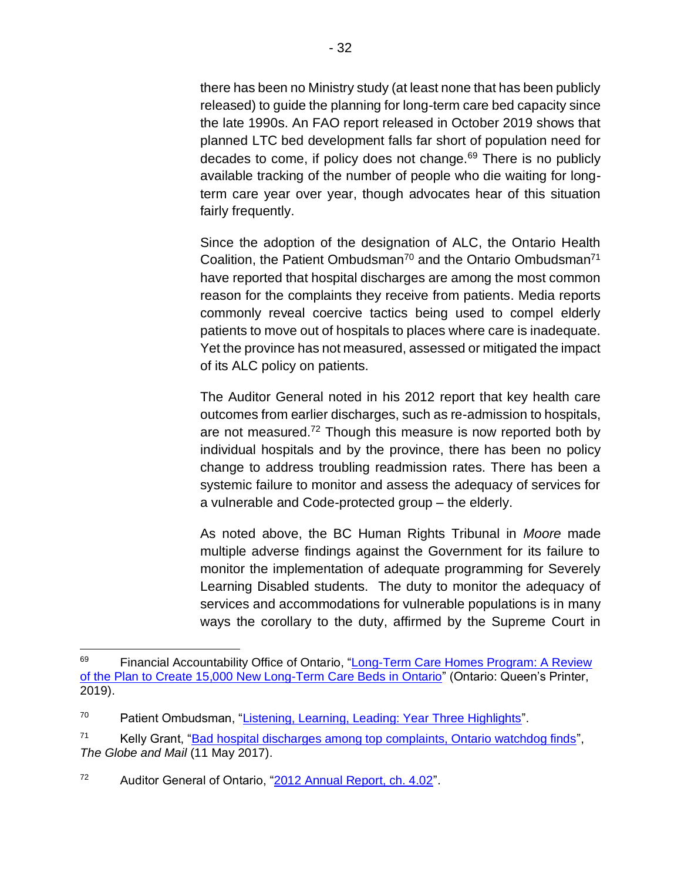there has been no Ministry study (at least none that has been publicly released) to guide the planning for long-term care bed capacity since the late 1990s. An FAO report released in October 2019 shows that planned LTC bed development falls far short of population need for decades to come, if policy does not change.[69] There is no publicly available tracking of the number of people who die waiting for long-term care year over year, though advocates hear of this situation fairly frequently.

Since the adoption of the designation of ALC, the Ontario Health Coalition, the Patient Ombudsman[70] and the Ontario Ombudsman[71] have reported that hospital discharges are among the most common reason for the complaints they receive from patients. Media reports commonly reveal coercive tactics being used to compel elderly patients to move out of hospitals to places where care is inadequate. Yet the province has not measured, assessed or mitigated the impact of its ALC policy on patients.

The Auditor General noted in his 2012 report that key health care outcomes from earlier discharges, such as re-admission to hospitals, are not measured.[72] Though this measure is now reported both by individual hospitals and by the province, there has been no policy change to address troubling readmission rates. There has been a systemic failure to monitor and assess the adequacy of services for a vulnerable and Code-protected group – the elderly.

As noted above, the BC Human Rights Tribunal in *Moore* made multiple adverse findings against the Government for its failure to monitor the implementation of adequate programming for Severely Learning Disabled students. The duty to monitor the adequacy of services and accommodations for vulnerable populations is in many ways the corollary to the duty, affirmed by the Supreme Court in

---

[69] Financial Accountability Office of Ontario, "Long-Term Care Homes Program: A Review of the Plan to Create 15,000 New Long-Term Care Beds in Ontario" (Ontario: Queen's Printer, 2019).

[70] Patient Ombudsman, "Listening, Learning, Leading: Year Three Highlights".

[71] Kelly Grant, "Bad hospital discharges among top complaints, Ontario watchdog finds", *The Globe and Mail* (11 May 2017).

[72] Auditor General of Ontario, "2012 Annual Report, ch. 4.02".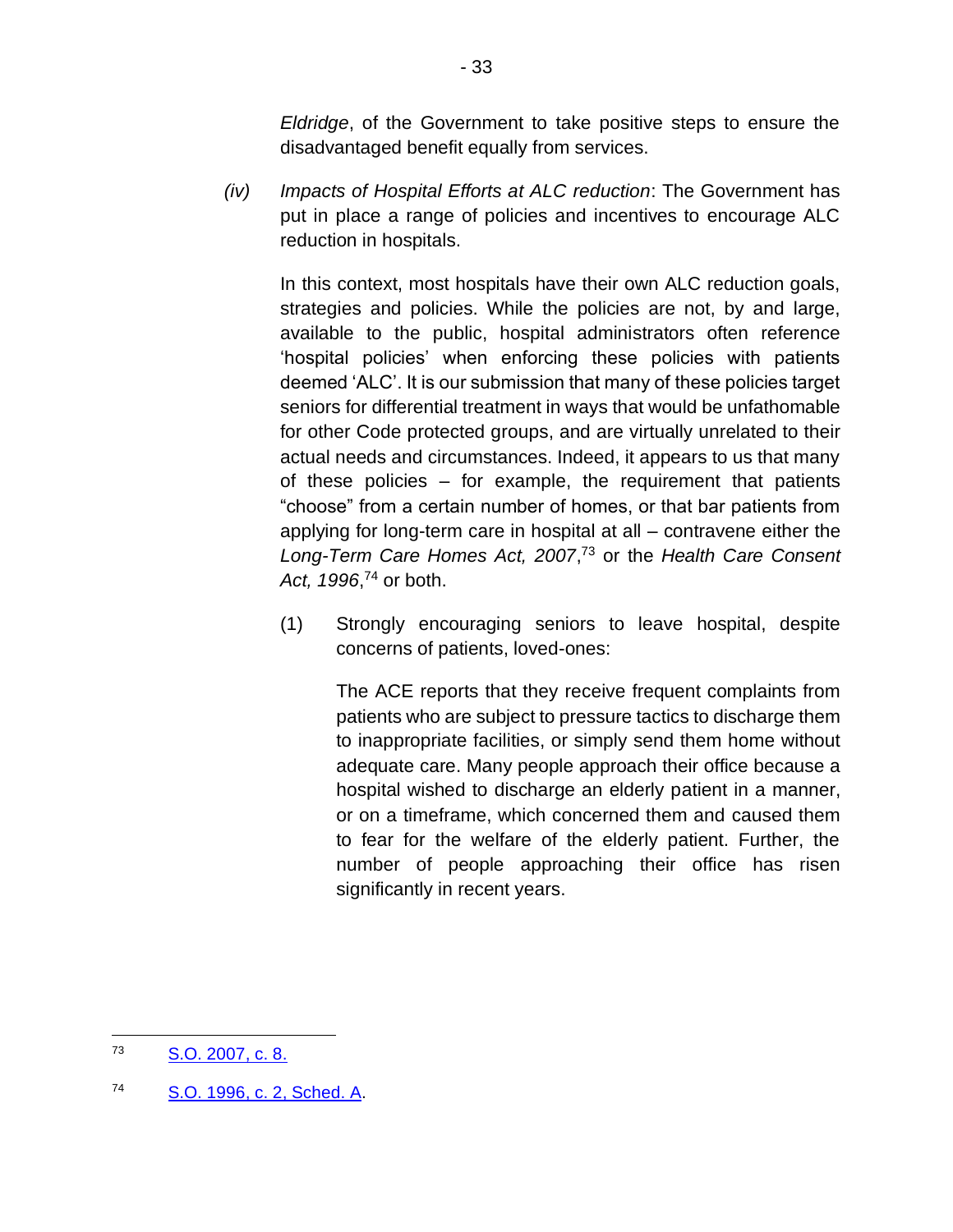*Eldridge*, of the Government to take positive steps to ensure the disadvantaged benefit equally from services.

(iv) *Impacts of Hospital Efforts at ALC reduction*: The Government has put in place a range of policies and incentives to encourage ALC reduction in hospitals.

In this context, most hospitals have their own ALC reduction goals, strategies and policies. While the policies are not, by and large, available to the public, hospital administrators often reference 'hospital policies' when enforcing these policies with patients deemed 'ALC'. It is our submission that many of these policies target seniors for differential treatment in ways that would be unfathomable for other Code protected groups, and are virtually unrelated to their actual needs and circumstances. Indeed, it appears to us that many of these policies – for example, the requirement that patients "choose" from a certain number of homes, or that bar patients from applying for long-term care in hospital at all – contravene either the *Long-Term Care Homes Act, 2007*,[73] or the *Health Care Consent Act, 1996*,[74] or both.

(1) Strongly encouraging seniors to leave hospital, despite concerns of patients, loved-ones:

The ACE reports that they receive frequent complaints from patients who are subject to pressure tactics to discharge them to inappropriate facilities, or simply send them home without adequate care. Many people approach their office because a hospital wished to discharge an elderly patient in a manner, or on a timeframe, which concerned them and caused them to fear for the welfare of the elderly patient. Further, the number of people approaching their office has risen significantly in recent years.

---

[73] S.O. 2007, c. 8.

[74] S.O. 1996, c. 2, Sched. A.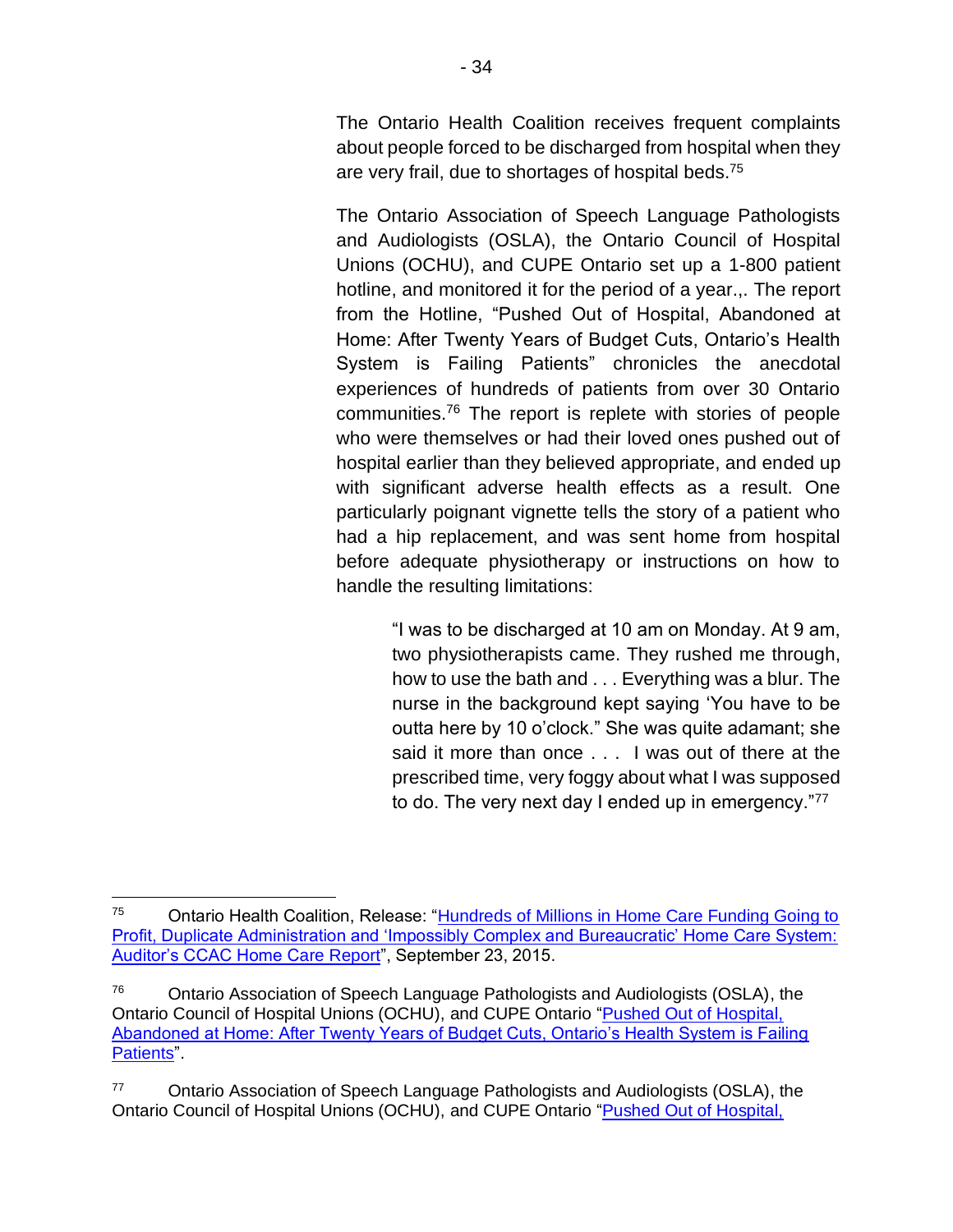The Ontario Health Coalition receives frequent complaints about people forced to be discharged from hospital when they are very frail, due to shortages of hospital beds.[75]

The Ontario Association of Speech Language Pathologists and Audiologists (OSLA), the Ontario Council of Hospital Unions (OCHU), and CUPE Ontario set up a 1-800 patient hotline, and monitored it for the period of a year.,. The report from the Hotline, "Pushed Out of Hospital, Abandoned at Home: After Twenty Years of Budget Cuts, Ontario's Health System is Failing Patients" chronicles the anecdotal experiences of hundreds of patients from over 30 Ontario communities.[76] The report is replete with stories of people who were themselves or had their loved ones pushed out of hospital earlier than they believed appropriate, and ended up with significant adverse health effects as a result. One particularly poignant vignette tells the story of a patient who had a hip replacement, and was sent home from hospital before adequate physiotherapy or instructions on how to handle the resulting limitations:

> "I was to be discharged at 10 am on Monday. At 9 am, two physiotherapists came. They rushed me through, how to use the bath and . . . Everything was a blur. The nurse in the background kept saying 'You have to be outta here by 10 o'clock." She was quite adamant; she said it more than once . . . I was out of there at the prescribed time, very foggy about what I was supposed to do. The very next day I ended up in emergency."[77]

---

[75] Ontario Health Coalition, Release: "Hundreds of Millions in Home Care Funding Going to Profit, Duplicate Administration and 'Impossibly Complex and Bureaucratic' Home Care System: Auditor's CCAC Home Care Report", September 23, 2015.

[76] Ontario Association of Speech Language Pathologists and Audiologists (OSLA), the Ontario Council of Hospital Unions (OCHU), and CUPE Ontario "Pushed Out of Hospital, Abandoned at Home: After Twenty Years of Budget Cuts, Ontario's Health System is Failing Patients".

[77] Ontario Association of Speech Language Pathologists and Audiologists (OSLA), the Ontario Council of Hospital Unions (OCHU), and CUPE Ontario "Pushed Out of Hospital,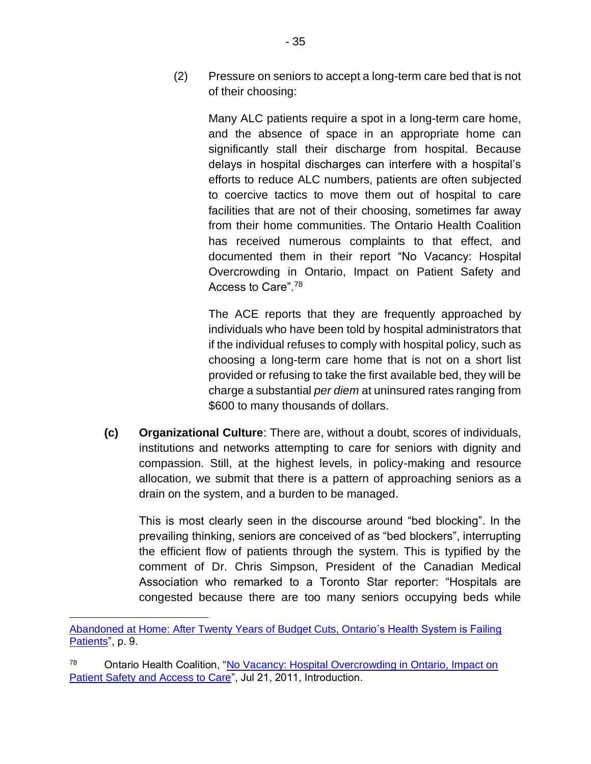(2) Pressure on seniors to accept a long-term care bed that is not of their choosing:

Many ALC patients require a spot in a long-term care home, and the absence of space in an appropriate home can significantly stall their discharge from hospital. Because delays in hospital discharges can interfere with a hospital's efforts to reduce ALC numbers, patients are often subjected to coercive tactics to move them out of hospital to care facilities that are not of their choosing, sometimes far away from their home communities. The Ontario Health Coalition has received numerous complaints to that effect, and documented them in their report "No Vacancy: Hospital Overcrowding in Ontario, Impact on Patient Safety and Access to Care".[78]

The ACE reports that they are frequently approached by individuals who have been told by hospital administrators that if the individual refuses to comply with hospital policy, such as choosing a long-term care home that is not on a short list provided or refusing to take the first available bed, they will be charge a substantial *per diem* at uninsured rates ranging from $600 to many thousands of dollars.

**(c) Organizational Culture**: There are, without a doubt, scores of individuals, institutions and networks attempting to care for seniors with dignity and compassion. Still, at the highest levels, in policy-making and resource allocation, we submit that there is a pattern of approaching seniors as a drain on the system, and a burden to be managed.

This is most clearly seen in the discourse around "bed blocking". In the prevailing thinking, seniors are conceived of as "bed blockers", interrupting the efficient flow of patients through the system. This is typified by the comment of Dr. Chris Simpson, President of the Canadian Medical Association who remarked to a Toronto Star reporter: "Hospitals are congested because there are too many seniors occupying beds while

---

Abandoned at Home: After Twenty Years of Budget Cuts, Ontario's Health System is Failing Patients", p. 9.

[78] Ontario Health Coalition, "No Vacancy: Hospital Overcrowding in Ontario, Impact on Patient Safety and Access to Care", Jul 21, 2011, Introduction.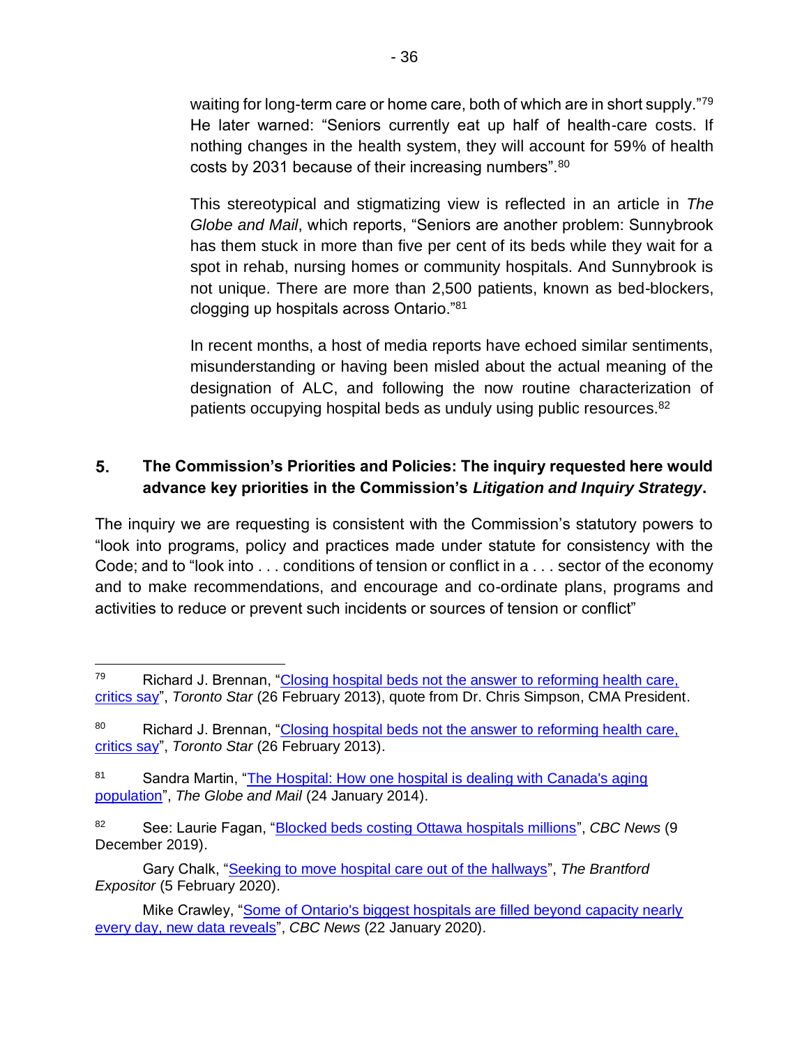waiting for long-term care or home care, both of which are in short supply."[79] He later warned: "Seniors currently eat up half of health-care costs. If nothing changes in the health system, they will account for 59% of health costs by 2031 because of their increasing numbers".[80]

This stereotypical and stigmatizing view is reflected in an article in *The Globe and Mail*, which reports, "Seniors are another problem: Sunnybrook has them stuck in more than five per cent of its beds while they wait for a spot in rehab, nursing homes or community hospitals. And Sunnybrook is not unique. There are more than 2,500 patients, known as bed-blockers, clogging up hospitals across Ontario."[81]

In recent months, a host of media reports have echoed similar sentiments, misunderstanding or having been misled about the actual meaning of the designation of ALC, and following the now routine characterization of patients occupying hospital beds as unduly using public resources.[82]

## 5. The Commission's Priorities and Policies: The inquiry requested here would advance key priorities in the Commission's *Litigation and Inquiry Strategy*.

The inquiry we are requesting is consistent with the Commission's statutory powers to "look into programs, policy and practices made under statute for consistency with the Code; and to "look into . . . conditions of tension or conflict in a . . . sector of the economy and to make recommendations, and encourage and co-ordinate plans, programs and activities to reduce or prevent such incidents or sources of tension or conflict"

---

[79] Richard J. Brennan, "Closing hospital beds not the answer to reforming health care, critics say", *Toronto Star* (26 February 2013), quote from Dr. Chris Simpson, CMA President.

[80] Richard J. Brennan, "Closing hospital beds not the answer to reforming health care, critics say", *Toronto Star* (26 February 2013).

[81] Sandra Martin, "The Hospital: How one hospital is dealing with Canada's aging population", *The Globe and Mail* (24 January 2014).

[82] See: Laurie Fagan, "Blocked beds costing Ottawa hospitals millions", *CBC News* (9 December 2019).

Gary Chalk, "Seeking to move hospital care out of the hallways", *The Brantford Expositor* (5 February 2020).

Mike Crawley, "Some of Ontario's biggest hospitals are filled beyond capacity nearly every day, new data reveals", *CBC News* (22 January 2020).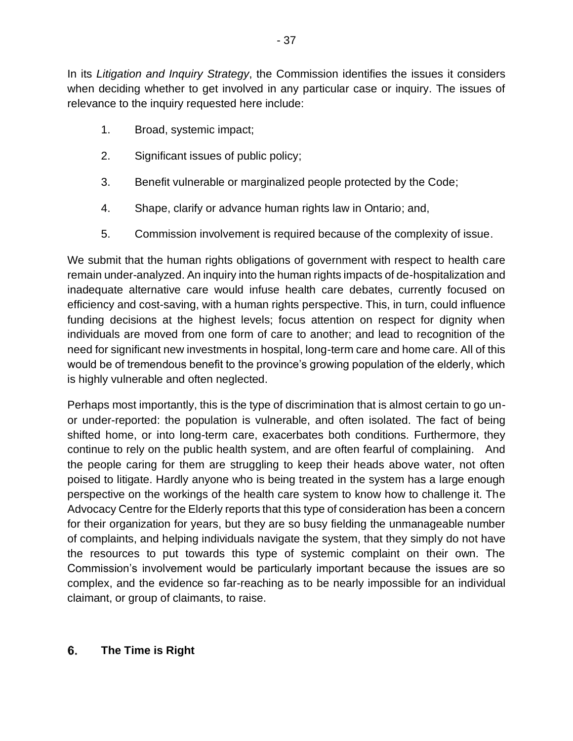In its *Litigation and Inquiry Strategy*, the Commission identifies the issues it considers when deciding whether to get involved in any particular case or inquiry. The issues of relevance to the inquiry requested here include:

1. Broad, systemic impact;
2. Significant issues of public policy;
3. Benefit vulnerable or marginalized people protected by the Code;
4. Shape, clarify or advance human rights law in Ontario; and,
5. Commission involvement is required because of the complexity of issue.

We submit that the human rights obligations of government with respect to health care remain under-analyzed. An inquiry into the human rights impacts of de-hospitalization and inadequate alternative care would infuse health care debates, currently focused on efficiency and cost-saving, with a human rights perspective. This, in turn, could influence funding decisions at the highest levels; focus attention on respect for dignity when individuals are moved from one form of care to another; and lead to recognition of the need for significant new investments in hospital, long-term care and home care. All of this would be of tremendous benefit to the province's growing population of the elderly, which is highly vulnerable and often neglected.

Perhaps most importantly, this is the type of discrimination that is almost certain to go un- or under-reported: the population is vulnerable, and often isolated. The fact of being shifted home, or into long-term care, exacerbates both conditions. Furthermore, they continue to rely on the public health system, and are often fearful of complaining. And the people caring for them are struggling to keep their heads above water, not often poised to litigate. Hardly anyone who is being treated in the system has a large enough perspective on the workings of the health care system to know how to challenge it. The Advocacy Centre for the Elderly reports that this type of consideration has been a concern for their organization for years, but they are so busy fielding the unmanageable number of complaints, and helping individuals navigate the system, that they simply do not have the resources to put towards this type of systemic complaint on their own. The Commission's involvement would be particularly important because the issues are so complex, and the evidence so far-reaching as to be nearly impossible for an individual claimant, or group of claimants, to raise.

## 6. The Time is Right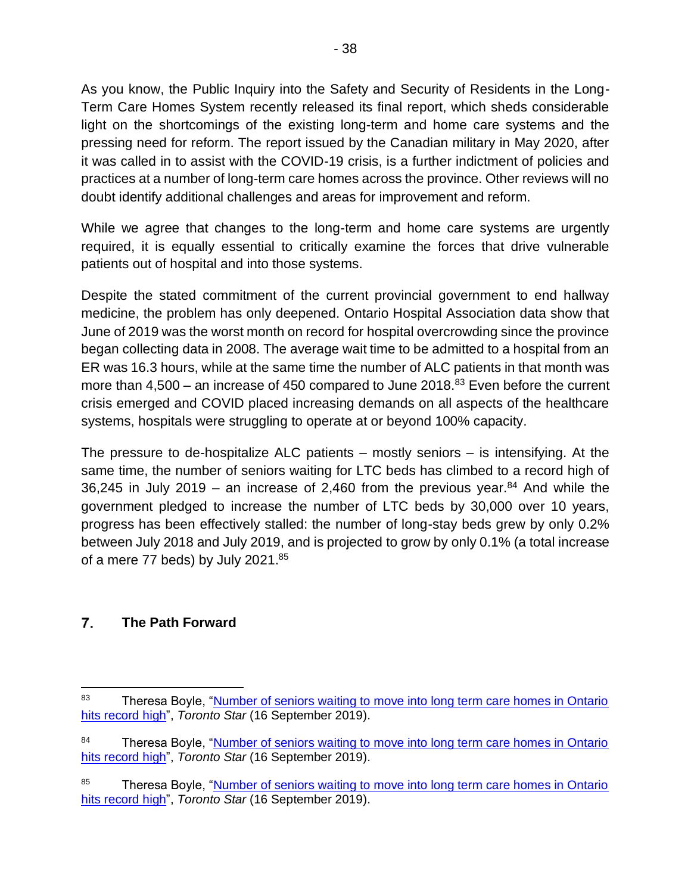As you know, the Public Inquiry into the Safety and Security of Residents in the Long-Term Care Homes System recently released its final report, which sheds considerable light on the shortcomings of the existing long-term and home care systems and the pressing need for reform. The report issued by the Canadian military in May 2020, after it was called in to assist with the COVID-19 crisis, is a further indictment of policies and practices at a number of long-term care homes across the province. Other reviews will no doubt identify additional challenges and areas for improvement and reform.

While we agree that changes to the long-term and home care systems are urgently required, it is equally essential to critically examine the forces that drive vulnerable patients out of hospital and into those systems.

Despite the stated commitment of the current provincial government to end hallway medicine, the problem has only deepened. Ontario Hospital Association data show that June of 2019 was the worst month on record for hospital overcrowding since the province began collecting data in 2008. The average wait time to be admitted to a hospital from an ER was 16.3 hours, while at the same time the number of ALC patients in that month was more than 4,500 – an increase of 450 compared to June 2018.[83] Even before the current crisis emerged and COVID placed increasing demands on all aspects of the healthcare systems, hospitals were struggling to operate at or beyond 100% capacity.

The pressure to de-hospitalize ALC patients – mostly seniors – is intensifying. At the same time, the number of seniors waiting for LTC beds has climbed to a record high of 36,245 in July 2019 – an increase of 2,460 from the previous year.[84] And while the government pledged to increase the number of LTC beds by 30,000 over 10 years, progress has been effectively stalled: the number of long-stay beds grew by only 0.2% between July 2018 and July 2019, and is projected to grow by only 0.1% (a total increase of a mere 77 beds) by July 2021.[85]

## 7. The Path Forward

---

[83] Theresa Boyle, "Number of seniors waiting to move into long term care homes in Ontario hits record high", *Toronto Star* (16 September 2019).

[84] Theresa Boyle, "Number of seniors waiting to move into long term care homes in Ontario hits record high", *Toronto Star* (16 September 2019).

[85] Theresa Boyle, "Number of seniors waiting to move into long term care homes in Ontario hits record high", *Toronto Star* (16 September 2019).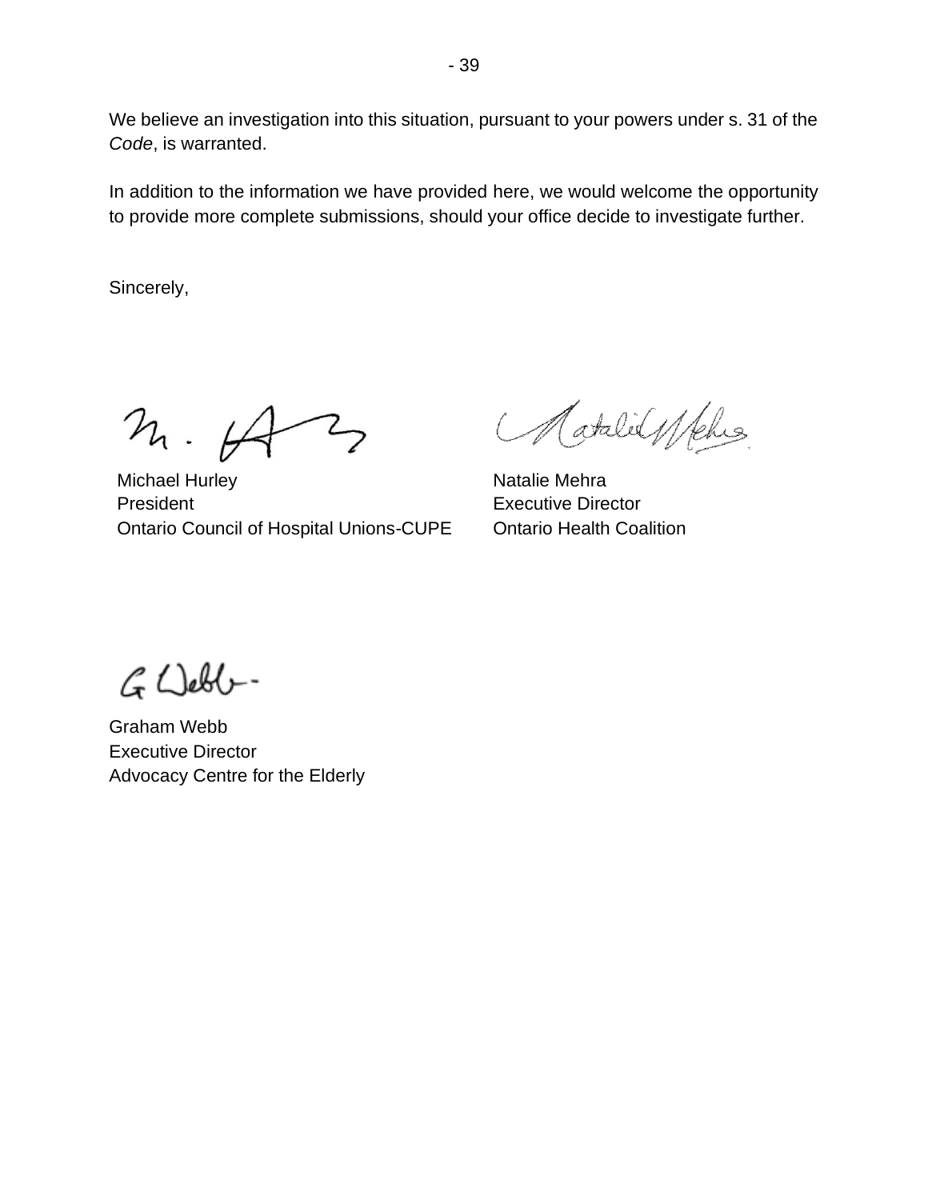We believe an investigation into this situation, pursuant to your powers under s. 31 of the *Code*, is warranted.

In addition to the information we have provided here, we would welcome the opportunity to provide more complete submissions, should your office decide to investigate further.

Sincerely,

Michael Hurley
President
Ontario Council of Hospital Unions-CUPE

Natalie Mehra
Executive Director
Ontario Health Coalition

Graham Webb
Executive Director
Advocacy Centre for the Elderly